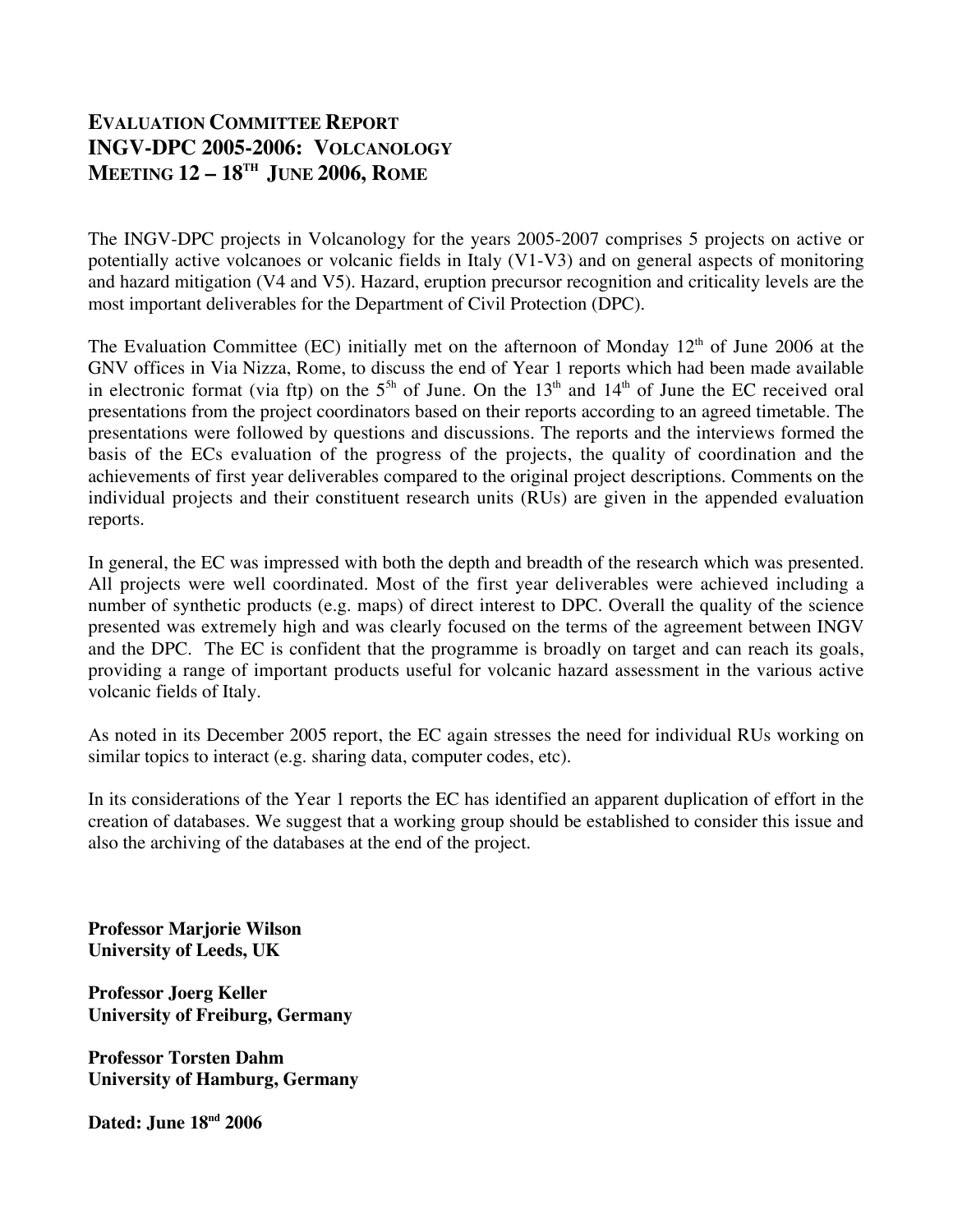# EVALUATION COMMITTEE REPORT
# INGV-DPC 2005-2006: VOLCANOLOGY
# MEETING 12 – 18TH JUNE 2006, ROME

The INGV-DPC projects in Volcanology for the years 2005-2007 comprises 5 projects on active or potentially active volcanoes or volcanic fields in Italy (V1-V3) and on general aspects of monitoring and hazard mitigation (V4 and V5). Hazard, eruption precursor recognition and criticality levels are the most important deliverables for the Department of Civil Protection (DPC).

The Evaluation Committee (EC) initially met on the afternoon of Monday 12th of June 2006 at the GNV offices in Via Nizza, Rome, to discuss the end of Year 1 reports which had been made available in electronic format (via ftp) on the 5th of June. On the 13th and 14th of June the EC received oral presentations from the project coordinators based on their reports according to an agreed timetable. The presentations were followed by questions and discussions. The reports and the interviews formed the basis of the ECs evaluation of the progress of the projects, the quality of coordination and the achievements of first year deliverables compared to the original project descriptions. Comments on the individual projects and their constituent research units (RUs) are given in the appended evaluation reports.

In general, the EC was impressed with both the depth and breadth of the research which was presented. All projects were well coordinated. Most of the first year deliverables were achieved including a number of synthetic products (e.g. maps) of direct interest to DPC. Overall the quality of the science presented was extremely high and was clearly focused on the terms of the agreement between INGV and the DPC. The EC is confident that the programme is broadly on target and can reach its goals, providing a range of important products useful for volcanic hazard assessment in the various active volcanic fields of Italy.

As noted in its December 2005 report, the EC again stresses the need for individual RUs working on similar topics to interact (e.g. sharing data, computer codes, etc).

In its considerations of the Year 1 reports the EC has identified an apparent duplication of effort in the creation of databases. We suggest that a working group should be established to consider this issue and also the archiving of the databases at the end of the project.

**Professor Marjorie Wilson**
**University of Leeds, UK**

**Professor Joerg Keller**
**University of Freiburg, Germany**

**Professor Torsten Dahm**
**University of Hamburg, Germany**

**Dated: June 18nd 2006**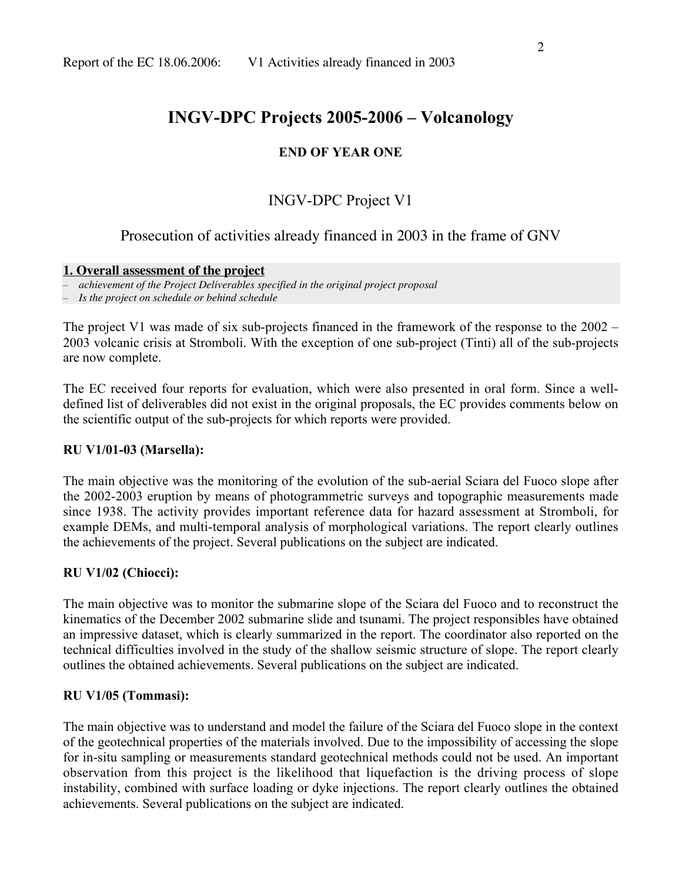# INGV-DPC Projects 2005-2006 – Volcanology

**END OF YEAR ONE**

## INGV-DPC Project V1

## Prosecution of activities already financed in 2003 in the frame of GNV

### 1. Overall assessment of the project

- *achievement of the Project Deliverables specified in the original project proposal*
- *Is the project on schedule or behind schedule*

The project V1 was made of six sub-projects financed in the framework of the response to the 2002 – 2003 volcanic crisis at Stromboli. With the exception of one sub-project (Tinti) all of the sub-projects are now complete.

The EC received four reports for evaluation, which were also presented in oral form. Since a well-defined list of deliverables did not exist in the original proposals, the EC provides comments below on the scientific output of the sub-projects for which reports were provided.

**RU V1/01-03 (Marsella):**

The main objective was the monitoring of the evolution of the sub-aerial Sciara del Fuoco slope after the 2002-2003 eruption by means of photogrammetric surveys and topographic measurements made since 1938. The activity provides important reference data for hazard assessment at Stromboli, for example DEMs, and multi-temporal analysis of morphological variations. The report clearly outlines the achievements of the project. Several publications on the subject are indicated.

**RU V1/02 (Chiocci):**

The main objective was to monitor the submarine slope of the Sciara del Fuoco and to reconstruct the kinematics of the December 2002 submarine slide and tsunami. The project responsibles have obtained an impressive dataset, which is clearly summarized in the report. The coordinator also reported on the technical difficulties involved in the study of the shallow seismic structure of slope. The report clearly outlines the obtained achievements. Several publications on the subject are indicated.

**RU V1/05 (Tommasi):**

The main objective was to understand and model the failure of the Sciara del Fuoco slope in the context of the geotechnical properties of the materials involved. Due to the impossibility of accessing the slope for in-situ sampling or measurements standard geotechnical methods could not be used. An important observation from this project is the likelihood that liquefaction is the driving process of slope instability, combined with surface loading or dyke injections. The report clearly outlines the obtained achievements. Several publications on the subject are indicated.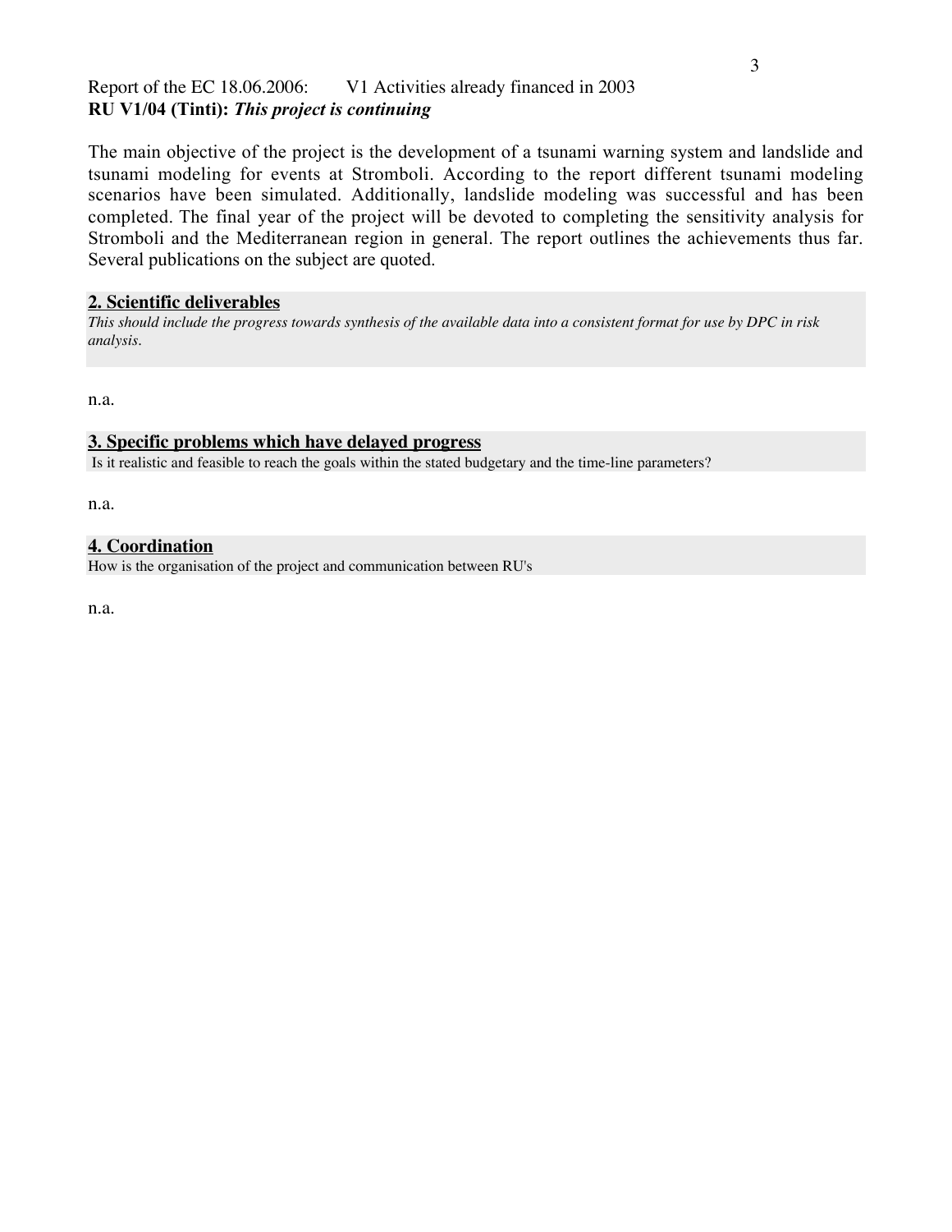Report of the EC 18.06.2006: V1 Activities already financed in 2003

**RU V1/04 (Tinti):** ***This project is continuing***

The main objective of the project is the development of a tsunami warning system and landslide and tsunami modeling for events at Stromboli. According to the report different tsunami modeling scenarios have been simulated. Additionally, landslide modeling was successful and has been completed. The final year of the project will be devoted to completing the sensitivity analysis for Stromboli and the Mediterranean region in general. The report outlines the achievements thus far. Several publications on the subject are quoted.

## 2. Scientific deliverables

*This should include the progress towards synthesis of the available data into a consistent format for use by DPC in risk analysis.*

n.a.

## 3. Specific problems which have delayed progress

Is it realistic and feasible to reach the goals within the stated budgetary and the time-line parameters?

n.a.

## 4. Coordination

How is the organisation of the project and communication between RU's

n.a.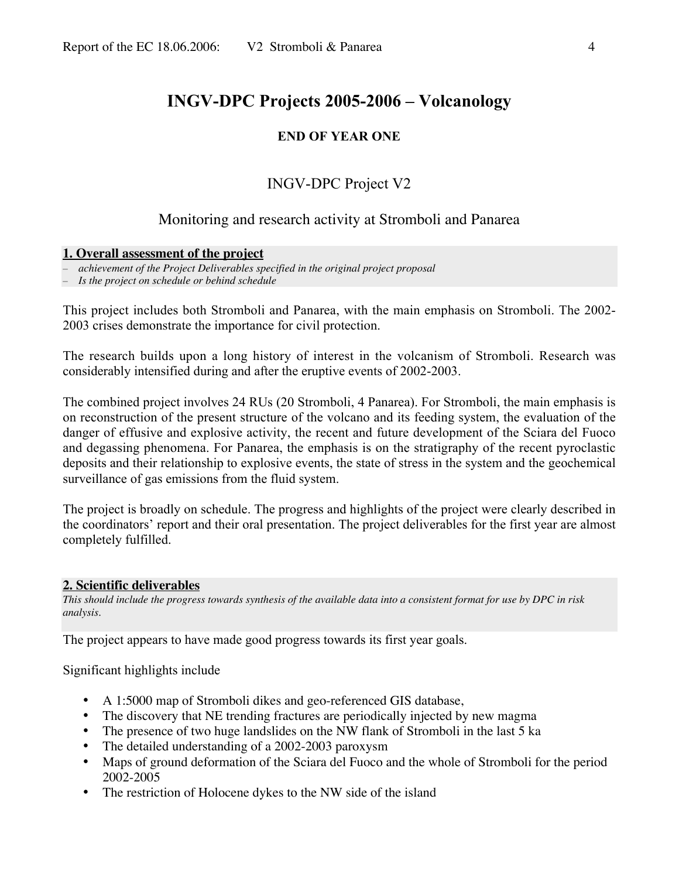# INGV-DPC Projects 2005-2006 – Volcanology

**END OF YEAR ONE**

## INGV-DPC Project V2

## Monitoring and research activity at Stromboli and Panarea

**1. Overall assessment of the project**

- *achievement of the Project Deliverables specified in the original project proposal*
- *Is the project on schedule or behind schedule*

This project includes both Stromboli and Panarea, with the main emphasis on Stromboli. The 2002-2003 crises demonstrate the importance for civil protection.

The research builds upon a long history of interest in the volcanism of Stromboli. Research was considerably intensified during and after the eruptive events of 2002-2003.

The combined project involves 24 RUs (20 Stromboli, 4 Panarea). For Stromboli, the main emphasis is on reconstruction of the present structure of the volcano and its feeding system, the evaluation of the danger of effusive and explosive activity, the recent and future development of the Sciara del Fuoco and degassing phenomena. For Panarea, the emphasis is on the stratigraphy of the recent pyroclastic deposits and their relationship to explosive events, the state of stress in the system and the geochemical surveillance of gas emissions from the fluid system.

The project is broadly on schedule. The progress and highlights of the project were clearly described in the coordinators' report and their oral presentation. The project deliverables for the first year are almost completely fulfilled.

**2. Scientific deliverables**

*This should include the progress towards synthesis of the available data into a consistent format for use by DPC in risk analysis.*

The project appears to have made good progress towards its first year goals.

Significant highlights include

- A 1:5000 map of Stromboli dikes and geo-referenced GIS database,
- The discovery that NE trending fractures are periodically injected by new magma
- The presence of two huge landslides on the NW flank of Stromboli in the last 5 ka
- The detailed understanding of a 2002-2003 paroxysm
- Maps of ground deformation of the Sciara del Fuoco and the whole of Stromboli for the period 2002-2005
- The restriction of Holocene dykes to the NW side of the island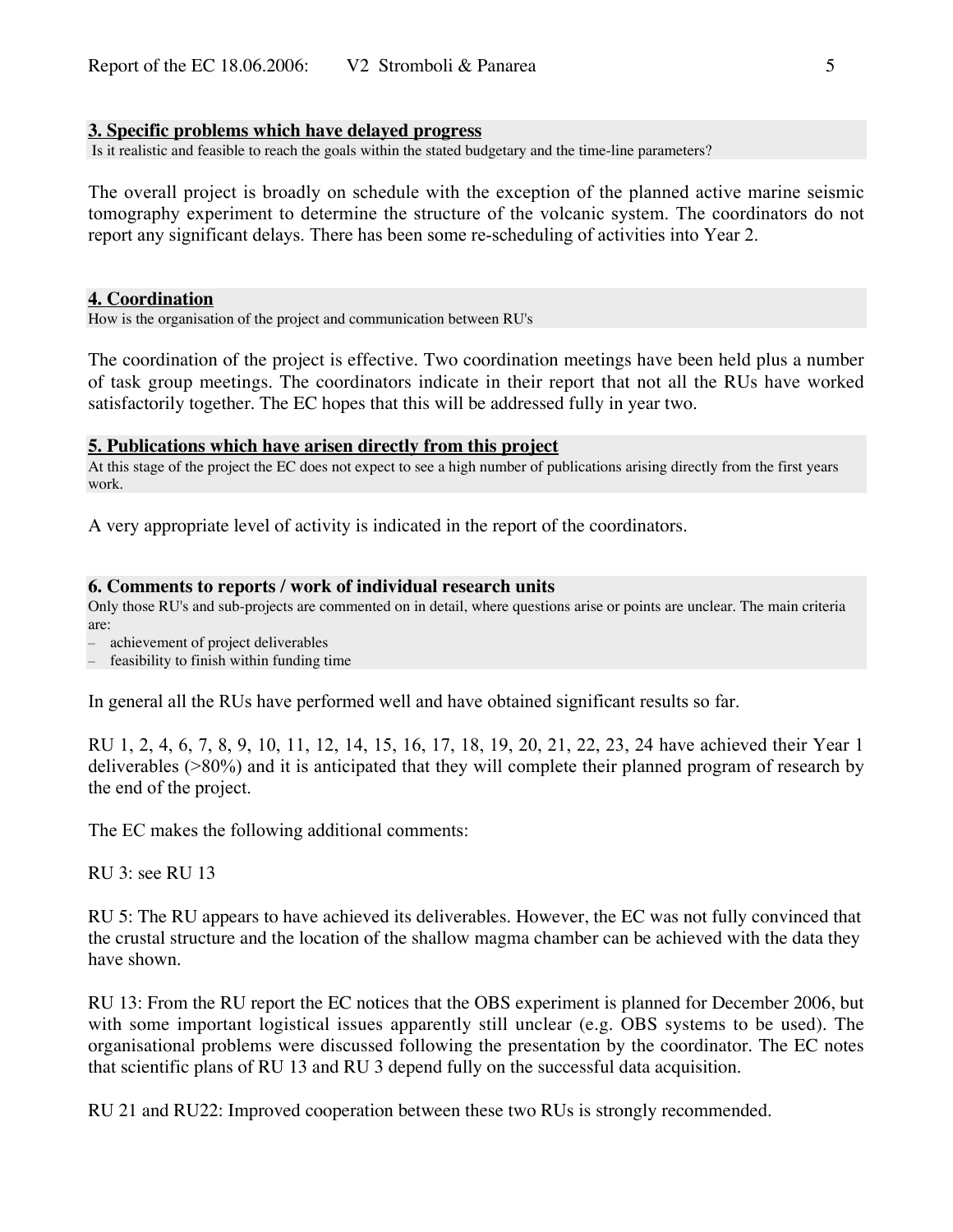## 3. Specific problems which have delayed progress

Is it realistic and feasible to reach the goals within the stated budgetary and the time-line parameters?

The overall project is broadly on schedule with the exception of the planned active marine seismic tomography experiment to determine the structure of the volcanic system. The coordinators do not report any significant delays. There has been some re-scheduling of activities into Year 2.

## 4. Coordination

How is the organisation of the project and communication between RU's

The coordination of the project is effective. Two coordination meetings have been held plus a number of task group meetings. The coordinators indicate in their report that not all the RUs have worked satisfactorily together. The EC hopes that this will be addressed fully in year two.

## 5. Publications which have arisen directly from this project

At this stage of the project the EC does not expect to see a high number of publications arising directly from the first years work.

A very appropriate level of activity is indicated in the report of the coordinators.

## 6. Comments to reports / work of individual research units

Only those RU's and sub-projects are commented on in detail, where questions arise or points are unclear. The main criteria are:

- achievement of project deliverables
- feasibility to finish within funding time

In general all the RUs have performed well and have obtained significant results so far.

RU 1, 2, 4, 6, 7, 8, 9, 10, 11, 12, 14, 15, 16, 17, 18, 19, 20, 21, 22, 23, 24 have achieved their Year 1 deliverables (>80%) and it is anticipated that they will complete their planned program of research by the end of the project.

The EC makes the following additional comments:

RU 3: see RU 13

RU 5: The RU appears to have achieved its deliverables. However, the EC was not fully convinced that the crustal structure and the location of the shallow magma chamber can be achieved with the data they have shown.

RU 13: From the RU report the EC notices that the OBS experiment is planned for December 2006, but with some important logistical issues apparently still unclear (e.g. OBS systems to be used). The organisational problems were discussed following the presentation by the coordinator. The EC notes that scientific plans of RU 13 and RU 3 depend fully on the successful data acquisition.

RU 21 and RU22: Improved cooperation between these two RUs is strongly recommended.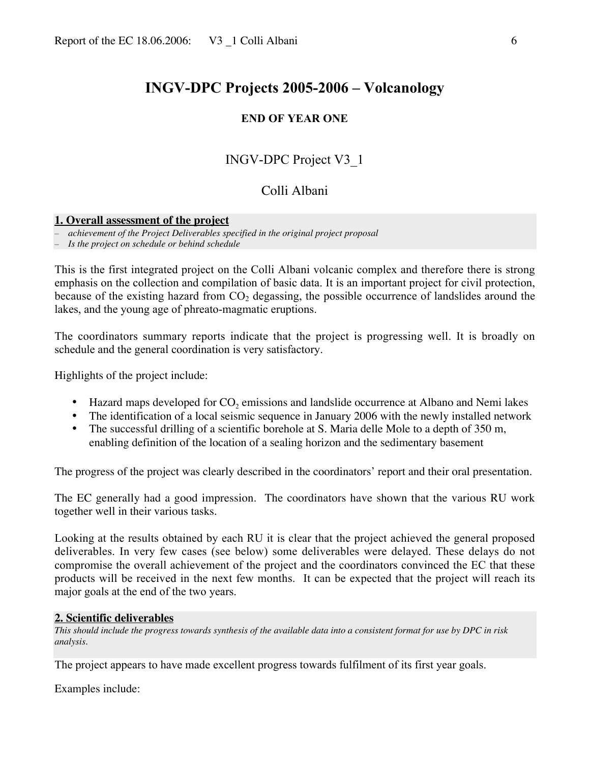# INGV-DPC Projects 2005-2006 – Volcanology

**END OF YEAR ONE**

## INGV-DPC Project V3_1

## Colli Albani

**1. Overall assessment of the project**

– *achievement of the Project Deliverables specified in the original project proposal*
– *Is the project on schedule or behind schedule*

This is the first integrated project on the Colli Albani volcanic complex and therefore there is strong emphasis on the collection and compilation of basic data. It is an important project for civil protection, because of the existing hazard from $CO_2$ degassing, the possible occurrence of landslides around the lakes, and the young age of phreato-magmatic eruptions.

The coordinators summary reports indicate that the project is progressing well. It is broadly on schedule and the general coordination is very satisfactory.

Highlights of the project include:

- Hazard maps developed for $CO_2$ emissions and landslide occurrence at Albano and Nemi lakes
- The identification of a local seismic sequence in January 2006 with the newly installed network
- The successful drilling of a scientific borehole at S. Maria delle Mole to a depth of 350 m, enabling definition of the location of a sealing horizon and the sedimentary basement

The progress of the project was clearly described in the coordinators' report and their oral presentation.

The EC generally had a good impression. The coordinators have shown that the various RU work together well in their various tasks.

Looking at the results obtained by each RU it is clear that the project achieved the general proposed deliverables. In very few cases (see below) some deliverables were delayed. These delays do not compromise the overall achievement of the project and the coordinators convinced the EC that these products will be received in the next few months. It can be expected that the project will reach its major goals at the end of the two years.

**2. Scientific deliverables**

*This should include the progress towards synthesis of the available data into a consistent format for use by DPC in risk analysis.*

The project appears to have made excellent progress towards fulfilment of its first year goals.

Examples include: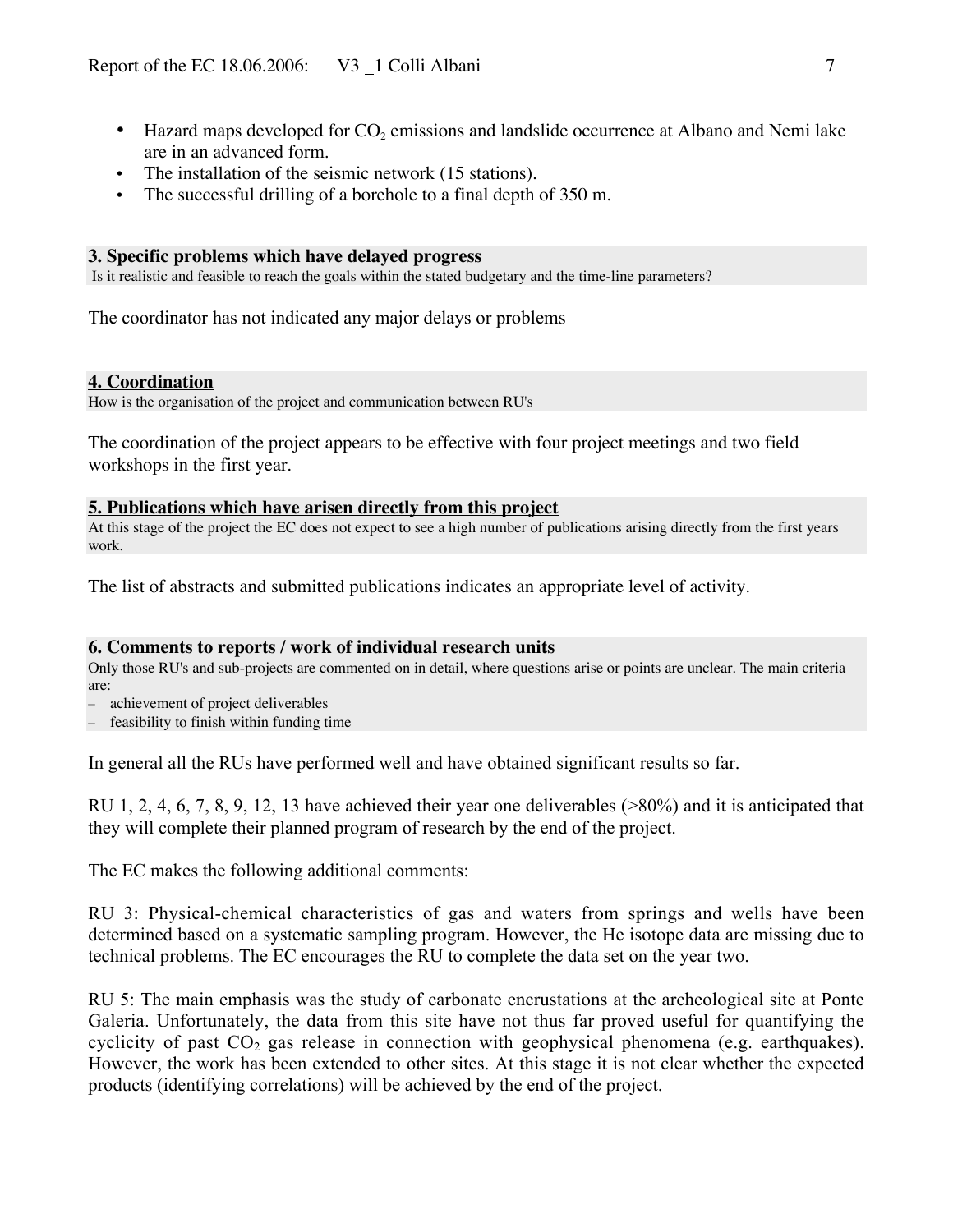- Hazard maps developed for $CO_2$ emissions and landslide occurrence at Albano and Nemi lake are in an advanced form.
- The installation of the seismic network (15 stations).
- The successful drilling of a borehole to a final depth of 350 m.

## 3. Specific problems which have delayed progress

Is it realistic and feasible to reach the goals within the stated budgetary and the time-line parameters?

The coordinator has not indicated any major delays or problems

## 4. Coordination

How is the organisation of the project and communication between RU's

The coordination of the project appears to be effective with four project meetings and two field workshops in the first year.

## 5. Publications which have arisen directly from this project

At this stage of the project the EC does not expect to see a high number of publications arising directly from the first years work.

The list of abstracts and submitted publications indicates an appropriate level of activity.

## 6. Comments to reports / work of individual research units

Only those RU's and sub-projects are commented on in detail, where questions arise or points are unclear. The main criteria are:

- achievement of project deliverables
- feasibility to finish within funding time

In general all the RUs have performed well and have obtained significant results so far.

RU 1, 2, 4, 6, 7, 8, 9, 12, 13 have achieved their year one deliverables (>80%) and it is anticipated that they will complete their planned program of research by the end of the project.

The EC makes the following additional comments:

RU 3: Physical-chemical characteristics of gas and waters from springs and wells have been determined based on a systematic sampling program. However, the He isotope data are missing due to technical problems. The EC encourages the RU to complete the data set on the year two.

RU 5: The main emphasis was the study of carbonate encrustations at the archeological site at Ponte Galeria. Unfortunately, the data from this site have not thus far proved useful for quantifying the cyclicity of past $CO_2$ gas release in connection with geophysical phenomena (e.g. earthquakes). However, the work has been extended to other sites. At this stage it is not clear whether the expected products (identifying correlations) will be achieved by the end of the project.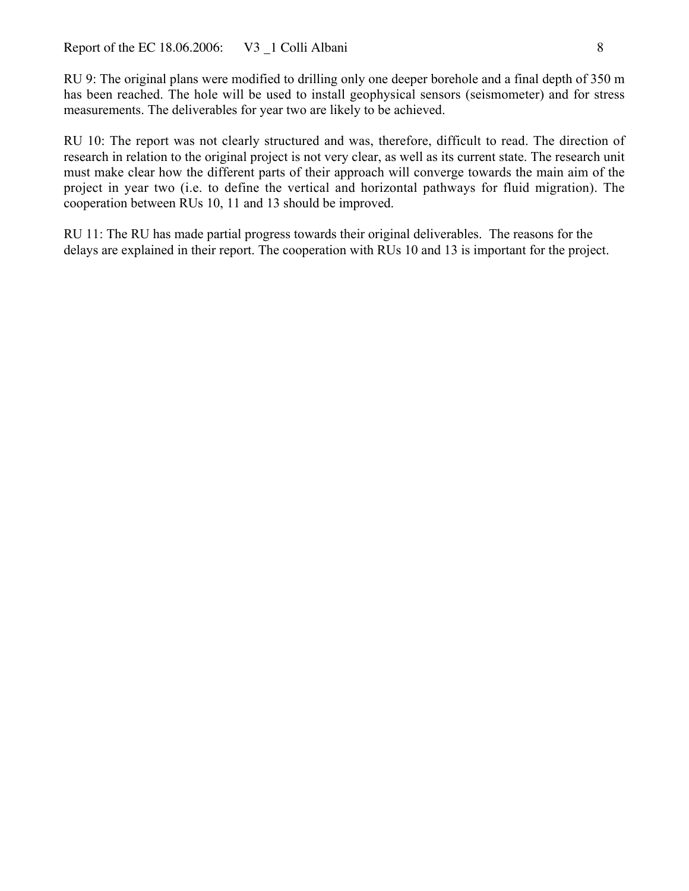RU 9: The original plans were modified to drilling only one deeper borehole and a final depth of 350 m has been reached. The hole will be used to install geophysical sensors (seismometer) and for stress measurements. The deliverables for year two are likely to be achieved.

RU 10: The report was not clearly structured and was, therefore, difficult to read. The direction of research in relation to the original project is not very clear, as well as its current state. The research unit must make clear how the different parts of their approach will converge towards the main aim of the project in year two (i.e. to define the vertical and horizontal pathways for fluid migration). The cooperation between RUs 10, 11 and 13 should be improved.

RU 11: The RU has made partial progress towards their original deliverables. The reasons for the delays are explained in their report. The cooperation with RUs 10 and 13 is important for the project.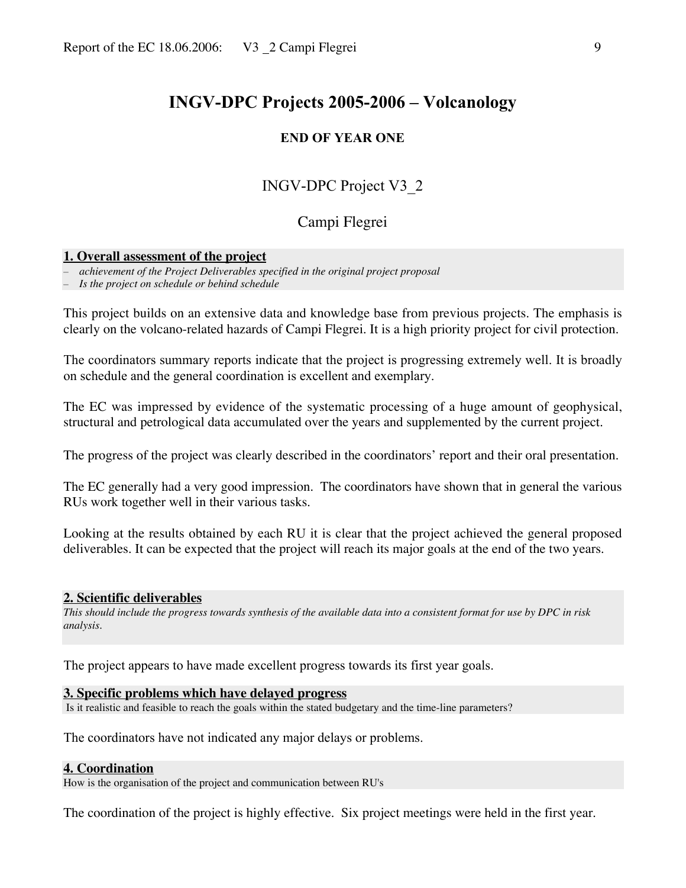# INGV-DPC Projects 2005-2006 – Volcanology

**END OF YEAR ONE**

## INGV-DPC Project V3_2

## Campi Flegrei

### 1. Overall assessment of the project

- *achievement of the Project Deliverables specified in the original project proposal*
- *Is the project on schedule or behind schedule*

This project builds on an extensive data and knowledge base from previous projects. The emphasis is clearly on the volcano-related hazards of Campi Flegrei. It is a high priority project for civil protection.

The coordinators summary reports indicate that the project is progressing extremely well. It is broadly on schedule and the general coordination is excellent and exemplary.

The EC was impressed by evidence of the systematic processing of a huge amount of geophysical, structural and petrological data accumulated over the years and supplemented by the current project.

The progress of the project was clearly described in the coordinators' report and their oral presentation.

The EC generally had a very good impression. The coordinators have shown that in general the various RUs work together well in their various tasks.

Looking at the results obtained by each RU it is clear that the project achieved the general proposed deliverables. It can be expected that the project will reach its major goals at the end of the two years.

### 2. Scientific deliverables

*This should include the progress towards synthesis of the available data into a consistent format for use by DPC in risk analysis.*

The project appears to have made excellent progress towards its first year goals.

### 3. Specific problems which have delayed progress

Is it realistic and feasible to reach the goals within the stated budgetary and the time-line parameters?

The coordinators have not indicated any major delays or problems.

### 4. Coordination

How is the organisation of the project and communication between RU's

The coordination of the project is highly effective. Six project meetings were held in the first year.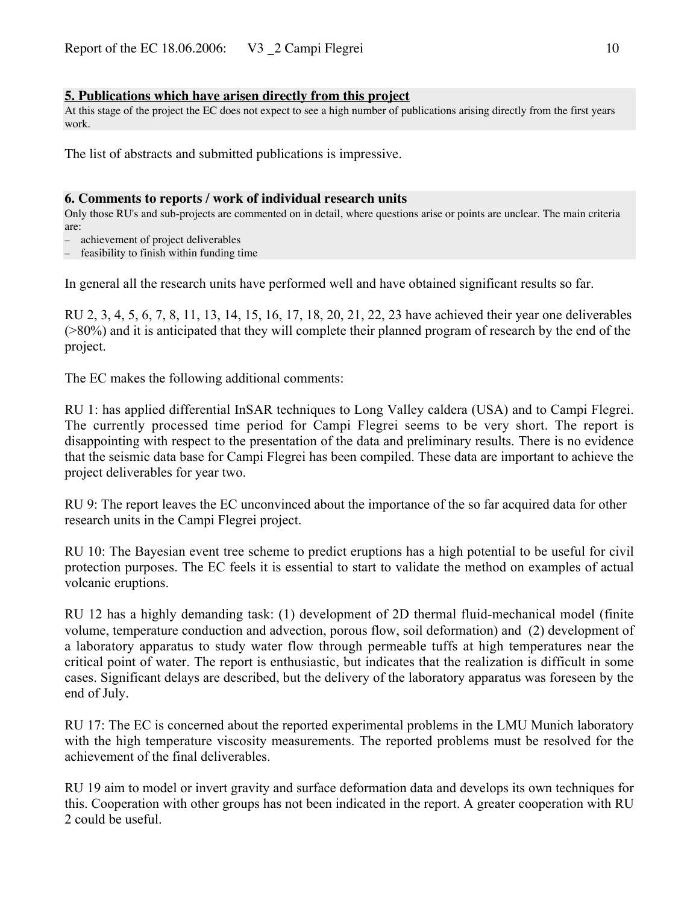## 5. Publications which have arisen directly from this project

At this stage of the project the EC does not expect to see a high number of publications arising directly from the first years work.

The list of abstracts and submitted publications is impressive.

## 6. Comments to reports / work of individual research units

Only those RU's and sub-projects are commented on in detail, where questions arise or points are unclear. The main criteria are:

- achievement of project deliverables
- feasibility to finish within funding time

In general all the research units have performed well and have obtained significant results so far.

RU 2, 3, 4, 5, 6, 7, 8, 11, 13, 14, 15, 16, 17, 18, 20, 21, 22, 23 have achieved their year one deliverables (>80%) and it is anticipated that they will complete their planned program of research by the end of the project.

The EC makes the following additional comments:

RU 1: has applied differential InSAR techniques to Long Valley caldera (USA) and to Campi Flegrei. The currently processed time period for Campi Flegrei seems to be very short. The report is disappointing with respect to the presentation of the data and preliminary results. There is no evidence that the seismic data base for Campi Flegrei has been compiled. These data are important to achieve the project deliverables for year two.

RU 9: The report leaves the EC unconvinced about the importance of the so far acquired data for other research units in the Campi Flegrei project.

RU 10: The Bayesian event tree scheme to predict eruptions has a high potential to be useful for civil protection purposes. The EC feels it is essential to start to validate the method on examples of actual volcanic eruptions.

RU 12 has a highly demanding task: (1) development of 2D thermal fluid-mechanical model (finite volume, temperature conduction and advection, porous flow, soil deformation) and (2) development of a laboratory apparatus to study water flow through permeable tuffs at high temperatures near the critical point of water. The report is enthusiastic, but indicates that the realization is difficult in some cases. Significant delays are described, but the delivery of the laboratory apparatus was foreseen by the end of July.

RU 17: The EC is concerned about the reported experimental problems in the LMU Munich laboratory with the high temperature viscosity measurements. The reported problems must be resolved for the achievement of the final deliverables.

RU 19 aim to model or invert gravity and surface deformation data and develops its own techniques for this. Cooperation with other groups has not been indicated in the report. A greater cooperation with RU 2 could be useful.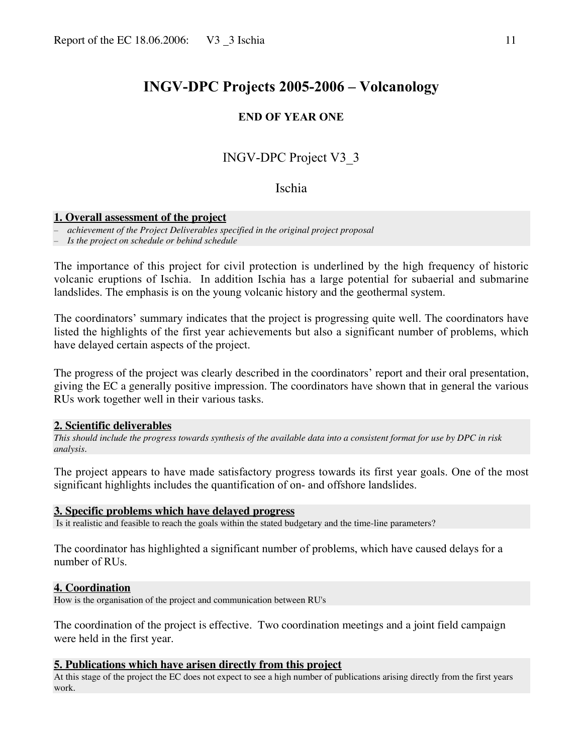# INGV-DPC Projects 2005-2006 – Volcanology

**END OF YEAR ONE**

## INGV-DPC Project V3_3

## Ischia

### 1. Overall assessment of the project

- *achievement of the Project Deliverables specified in the original project proposal*
- *Is the project on schedule or behind schedule*

The importance of this project for civil protection is underlined by the high frequency of historic volcanic eruptions of Ischia. In addition Ischia has a large potential for subaerial and submarine landslides. The emphasis is on the young volcanic history and the geothermal system.

The coordinators' summary indicates that the project is progressing quite well. The coordinators have listed the highlights of the first year achievements but also a significant number of problems, which have delayed certain aspects of the project.

The progress of the project was clearly described in the coordinators' report and their oral presentation, giving the EC a generally positive impression. The coordinators have shown that in general the various RUs work together well in their various tasks.

### 2. Scientific deliverables

*This should include the progress towards synthesis of the available data into a consistent format for use by DPC in risk analysis.*

The project appears to have made satisfactory progress towards its first year goals. One of the most significant highlights includes the quantification of on- and offshore landslides.

### 3. Specific problems which have delayed progress

Is it realistic and feasible to reach the goals within the stated budgetary and the time-line parameters?

The coordinator has highlighted a significant number of problems, which have caused delays for a number of RUs.

### 4. Coordination

How is the organisation of the project and communication between RU's

The coordination of the project is effective. Two coordination meetings and a joint field campaign were held in the first year.

### 5. Publications which have arisen directly from this project

At this stage of the project the EC does not expect to see a high number of publications arising directly from the first years work.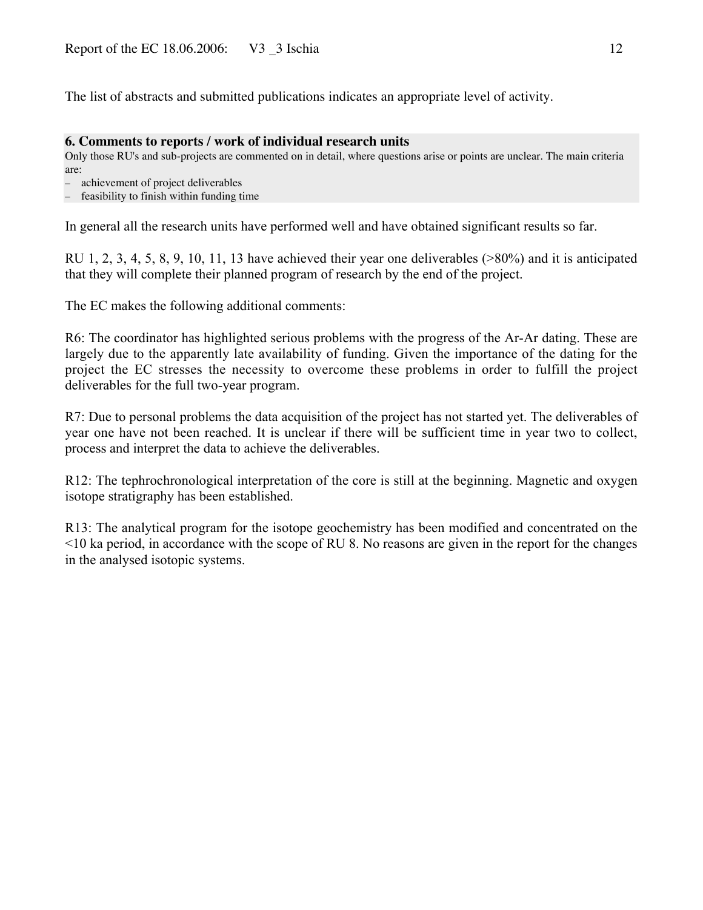The list of abstracts and submitted publications indicates an appropriate level of activity.

## 6. Comments to reports / work of individual research units

Only those RU's and sub-projects are commented on in detail, where questions arise or points are unclear. The main criteria are:

- achievement of project deliverables
- feasibility to finish within funding time

In general all the research units have performed well and have obtained significant results so far.

RU 1, 2, 3, 4, 5, 8, 9, 10, 11, 13 have achieved their year one deliverables (>80%) and it is anticipated that they will complete their planned program of research by the end of the project.

The EC makes the following additional comments:

R6: The coordinator has highlighted serious problems with the progress of the Ar-Ar dating. These are largely due to the apparently late availability of funding. Given the importance of the dating for the project the EC stresses the necessity to overcome these problems in order to fulfill the project deliverables for the full two-year program.

R7: Due to personal problems the data acquisition of the project has not started yet. The deliverables of year one have not been reached. It is unclear if there will be sufficient time in year two to collect, process and interpret the data to achieve the deliverables.

R12: The tephrochronological interpretation of the core is still at the beginning. Magnetic and oxygen isotope stratigraphy has been established.

R13: The analytical program for the isotope geochemistry has been modified and concentrated on the <10 ka period, in accordance with the scope of RU 8. No reasons are given in the report for the changes in the analysed isotopic systems.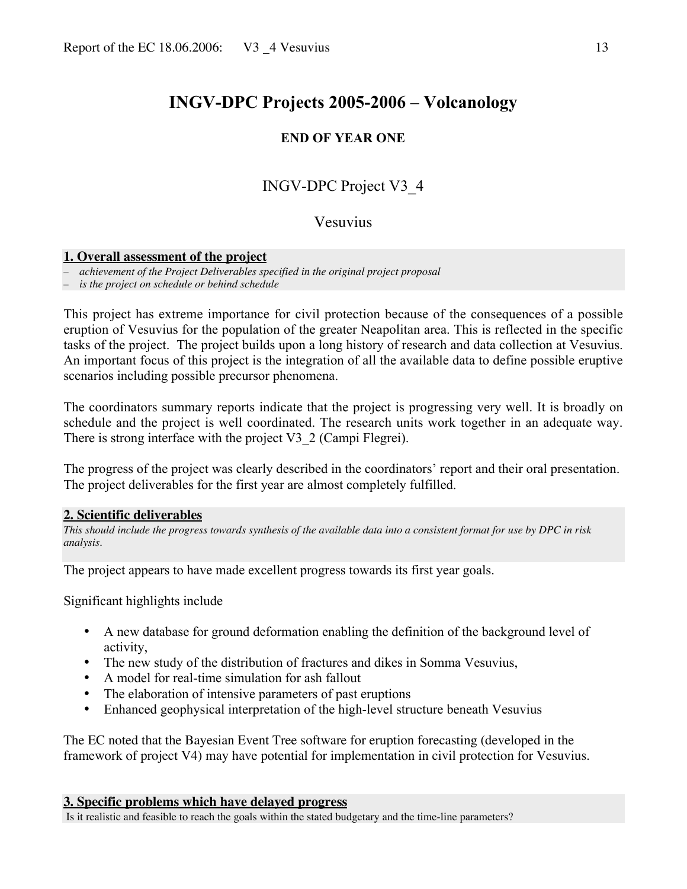# INGV-DPC Projects 2005-2006 – Volcanology

**END OF YEAR ONE**

## INGV-DPC Project V3_4

## Vesuvius

**1. Overall assessment of the project**

- *achievement of the Project Deliverables specified in the original project proposal*
- *is the project on schedule or behind schedule*

This project has extreme importance for civil protection because of the consequences of a possible eruption of Vesuvius for the population of the greater Neapolitan area. This is reflected in the specific tasks of the project. The project builds upon a long history of research and data collection at Vesuvius. An important focus of this project is the integration of all the available data to define possible eruptive scenarios including possible precursor phenomena.

The coordinators summary reports indicate that the project is progressing very well. It is broadly on schedule and the project is well coordinated. The research units work together in an adequate way. There is strong interface with the project V3_2 (Campi Flegrei).

The progress of the project was clearly described in the coordinators' report and their oral presentation. The project deliverables for the first year are almost completely fulfilled.

**2. Scientific deliverables**

*This should include the progress towards synthesis of the available data into a consistent format for use by DPC in risk analysis.*

The project appears to have made excellent progress towards its first year goals.

Significant highlights include

- A new database for ground deformation enabling the definition of the background level of activity,
- The new study of the distribution of fractures and dikes in Somma Vesuvius,
- A model for real-time simulation for ash fallout
- The elaboration of intensive parameters of past eruptions
- Enhanced geophysical interpretation of the high-level structure beneath Vesuvius

The EC noted that the Bayesian Event Tree software for eruption forecasting (developed in the framework of project V4) may have potential for implementation in civil protection for Vesuvius.

**3. Specific problems which have delayed progress**

Is it realistic and feasible to reach the goals within the stated budgetary and the time-line parameters?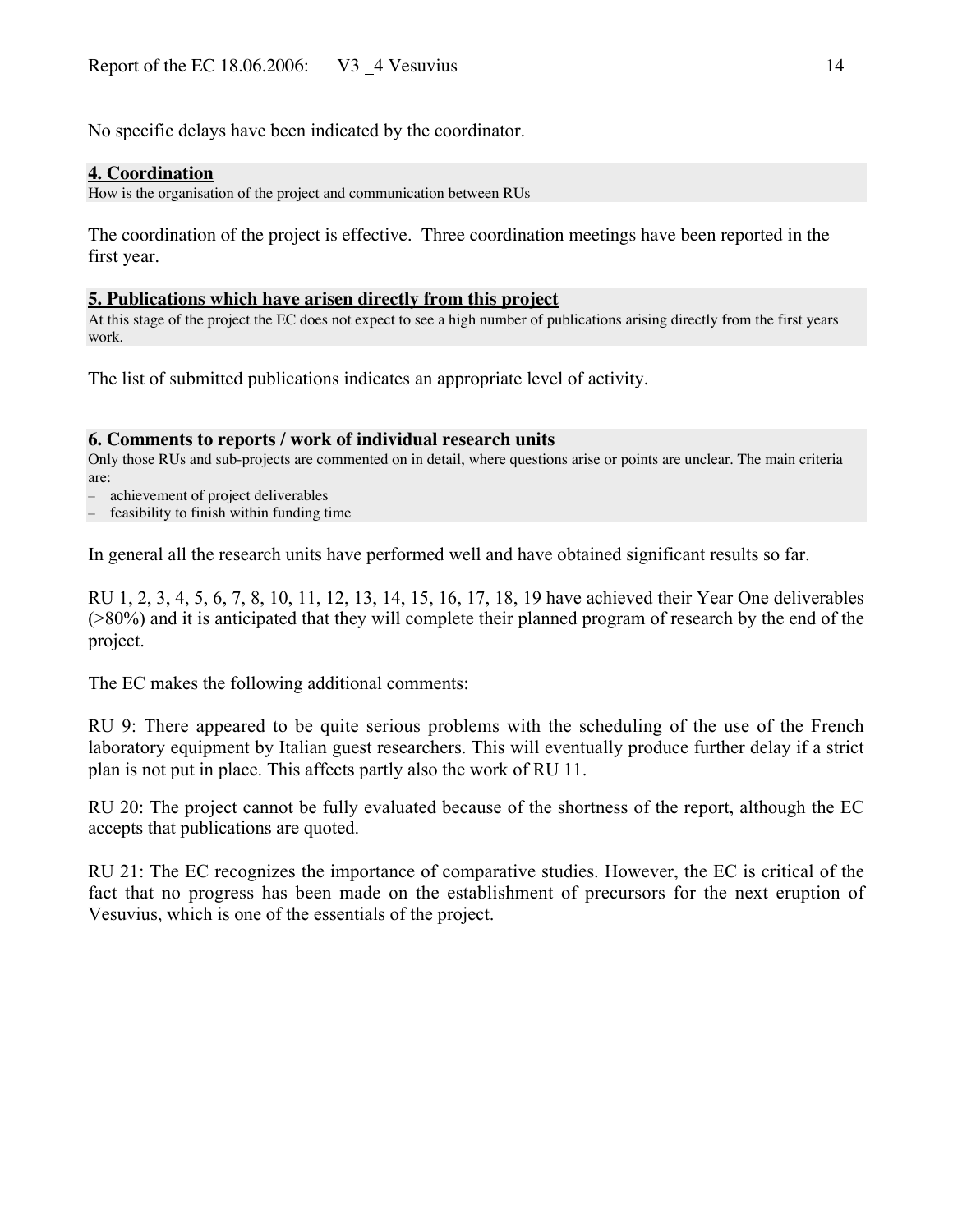No specific delays have been indicated by the coordinator.

## 4. Coordination

How is the organisation of the project and communication between RUs

The coordination of the project is effective. Three coordination meetings have been reported in the first year.

## 5. Publications which have arisen directly from this project

At this stage of the project the EC does not expect to see a high number of publications arising directly from the first years work.

The list of submitted publications indicates an appropriate level of activity.

## 6. Comments to reports / work of individual research units

Only those RUs and sub-projects are commented on in detail, where questions arise or points are unclear. The main criteria are:

- achievement of project deliverables
- feasibility to finish within funding time

In general all the research units have performed well and have obtained significant results so far.

RU 1, 2, 3, 4, 5, 6, 7, 8, 10, 11, 12, 13, 14, 15, 16, 17, 18, 19 have achieved their Year One deliverables (>80%) and it is anticipated that they will complete their planned program of research by the end of the project.

The EC makes the following additional comments:

RU 9: There appeared to be quite serious problems with the scheduling of the use of the French laboratory equipment by Italian guest researchers. This will eventually produce further delay if a strict plan is not put in place. This affects partly also the work of RU 11.

RU 20: The project cannot be fully evaluated because of the shortness of the report, although the EC accepts that publications are quoted.

RU 21: The EC recognizes the importance of comparative studies. However, the EC is critical of the fact that no progress has been made on the establishment of precursors for the next eruption of Vesuvius, which is one of the essentials of the project.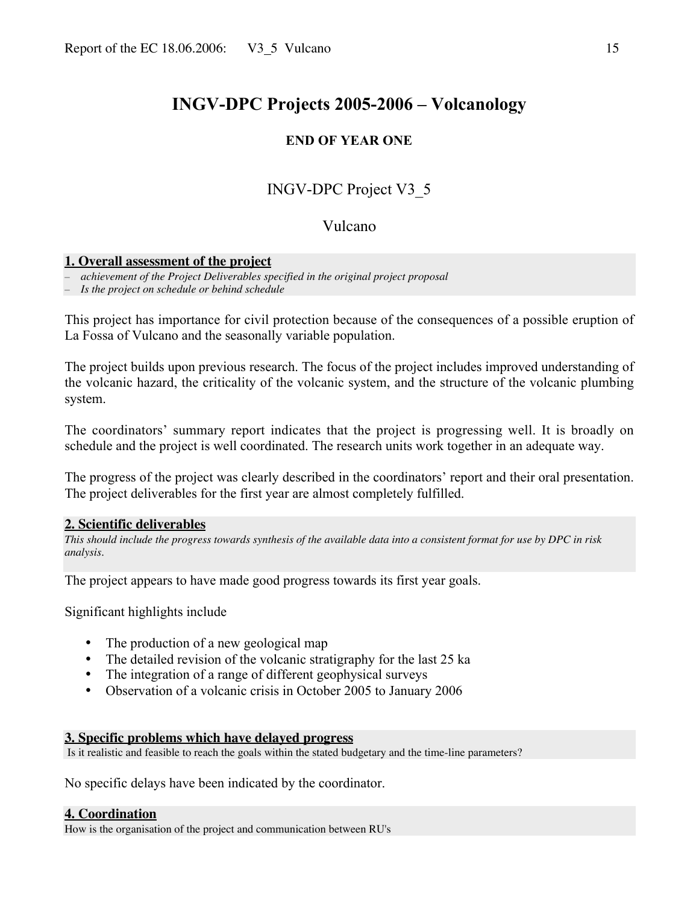# INGV-DPC Projects 2005-2006 – Volcanology

**END OF YEAR ONE**

## INGV-DPC Project V3_5

## Vulcano

### 1. Overall assessment of the project

- *achievement of the Project Deliverables specified in the original project proposal*
- *Is the project on schedule or behind schedule*

This project has importance for civil protection because of the consequences of a possible eruption of La Fossa of Vulcano and the seasonally variable population.

The project builds upon previous research. The focus of the project includes improved understanding of the volcanic hazard, the criticality of the volcanic system, and the structure of the volcanic plumbing system.

The coordinators' summary report indicates that the project is progressing well. It is broadly on schedule and the project is well coordinated. The research units work together in an adequate way.

The progress of the project was clearly described in the coordinators' report and their oral presentation. The project deliverables for the first year are almost completely fulfilled.

### 2. Scientific deliverables

*This should include the progress towards synthesis of the available data into a consistent format for use by DPC in risk analysis.*

The project appears to have made good progress towards its first year goals.

Significant highlights include

- The production of a new geological map
- The detailed revision of the volcanic stratigraphy for the last 25 ka
- The integration of a range of different geophysical surveys
- Observation of a volcanic crisis in October 2005 to January 2006

### 3. Specific problems which have delayed progress

Is it realistic and feasible to reach the goals within the stated budgetary and the time-line parameters?

No specific delays have been indicated by the coordinator.

### 4. Coordination

How is the organisation of the project and communication between RU's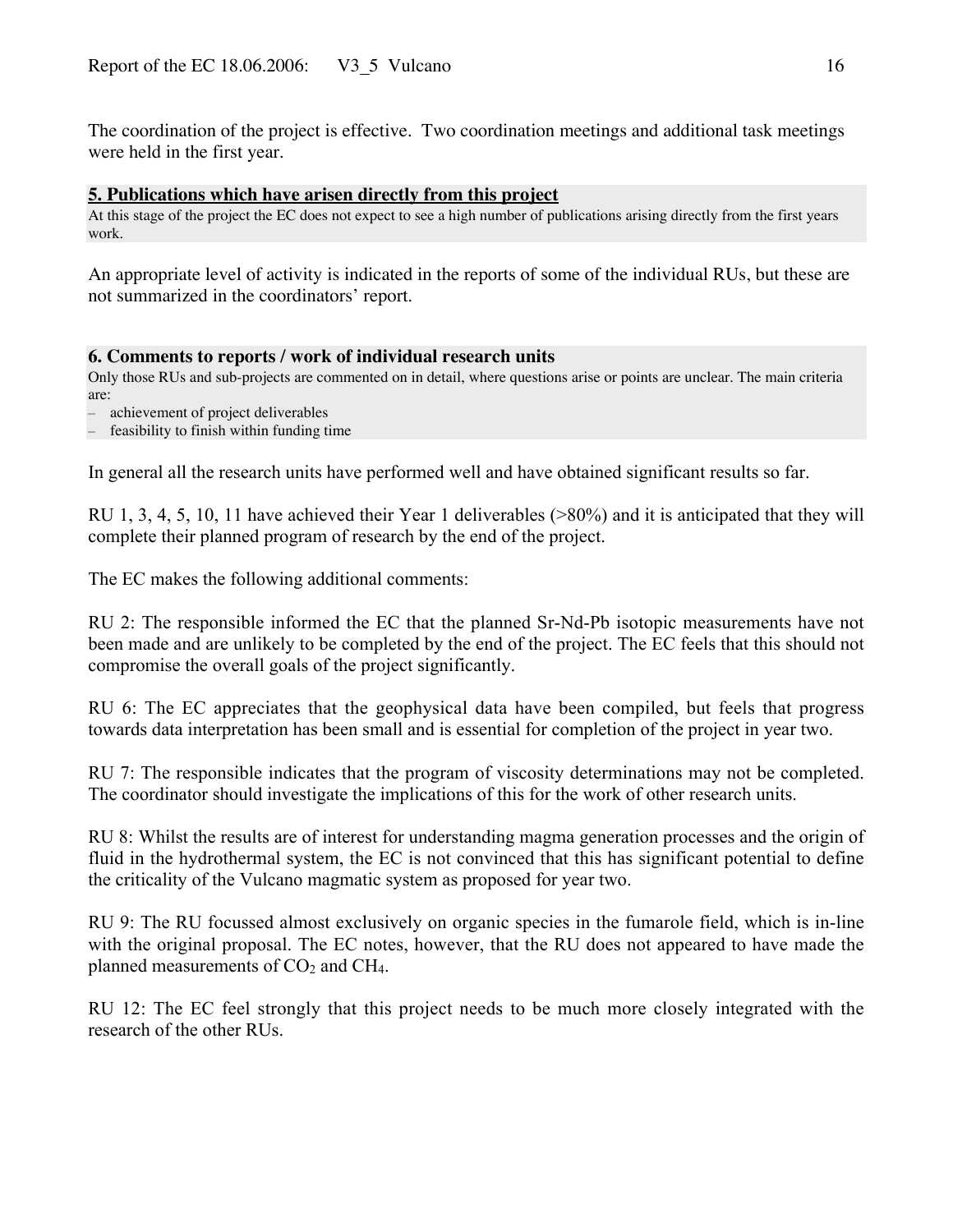The coordination of the project is effective. Two coordination meetings and additional task meetings were held in the first year.

## 5. Publications which have arisen directly from this project

At this stage of the project the EC does not expect to see a high number of publications arising directly from the first years work.

An appropriate level of activity is indicated in the reports of some of the individual RUs, but these are not summarized in the coordinators' report.

## 6. Comments to reports / work of individual research units

Only those RUs and sub-projects are commented on in detail, where questions arise or points are unclear. The main criteria are:

- achievement of project deliverables
- feasibility to finish within funding time

In general all the research units have performed well and have obtained significant results so far.

RU 1, 3, 4, 5, 10, 11 have achieved their Year 1 deliverables (>80%) and it is anticipated that they will complete their planned program of research by the end of the project.

The EC makes the following additional comments:

RU 2: The responsible informed the EC that the planned Sr-Nd-Pb isotopic measurements have not been made and are unlikely to be completed by the end of the project. The EC feels that this should not compromise the overall goals of the project significantly.

RU 6: The EC appreciates that the geophysical data have been compiled, but feels that progress towards data interpretation has been small and is essential for completion of the project in year two.

RU 7: The responsible indicates that the program of viscosity determinations may not be completed. The coordinator should investigate the implications of this for the work of other research units.

RU 8: Whilst the results are of interest for understanding magma generation processes and the origin of fluid in the hydrothermal system, the EC is not convinced that this has significant potential to define the criticality of the Vulcano magmatic system as proposed for year two.

RU 9: The RU focussed almost exclusively on organic species in the fumarole field, which is in-line with the original proposal. The EC notes, however, that the RU does not appeared to have made the planned measurements of $CO_2$ and $CH_4$.

RU 12: The EC feel strongly that this project needs to be much more closely integrated with the research of the other RUs.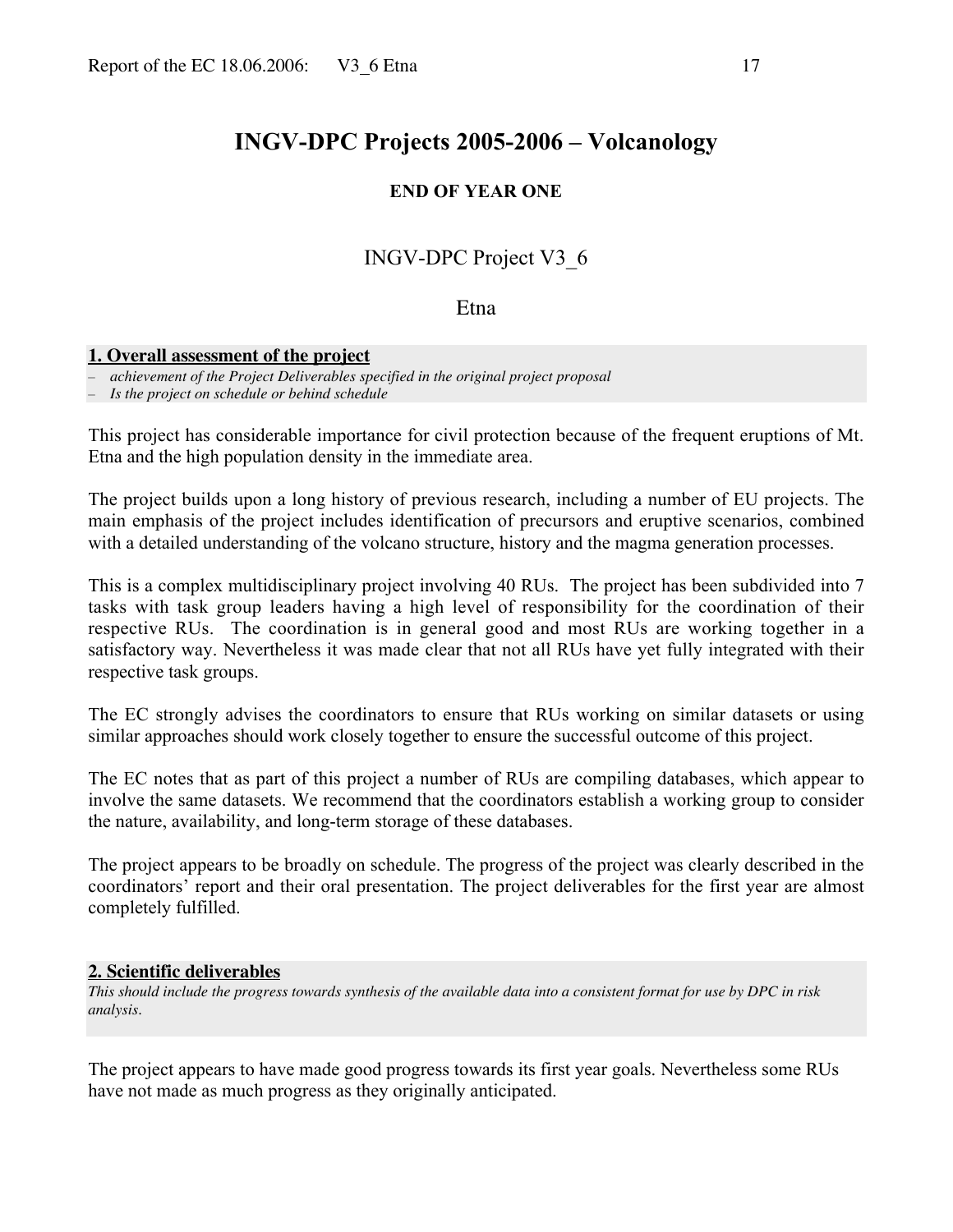# INGV-DPC Projects 2005-2006 – Volcanology

**END OF YEAR ONE**

## INGV-DPC Project V3_6

## Etna

### 1. Overall assessment of the project

- *achievement of the Project Deliverables specified in the original project proposal*
- *Is the project on schedule or behind schedule*

This project has considerable importance for civil protection because of the frequent eruptions of Mt. Etna and the high population density in the immediate area.

The project builds upon a long history of previous research, including a number of EU projects. The main emphasis of the project includes identification of precursors and eruptive scenarios, combined with a detailed understanding of the volcano structure, history and the magma generation processes.

This is a complex multidisciplinary project involving 40 RUs. The project has been subdivided into 7 tasks with task group leaders having a high level of responsibility for the coordination of their respective RUs. The coordination is in general good and most RUs are working together in a satisfactory way. Nevertheless it was made clear that not all RUs have yet fully integrated with their respective task groups.

The EC strongly advises the coordinators to ensure that RUs working on similar datasets or using similar approaches should work closely together to ensure the successful outcome of this project.

The EC notes that as part of this project a number of RUs are compiling databases, which appear to involve the same datasets. We recommend that the coordinators establish a working group to consider the nature, availability, and long-term storage of these databases.

The project appears to be broadly on schedule. The progress of the project was clearly described in the coordinators' report and their oral presentation. The project deliverables for the first year are almost completely fulfilled.

### 2. Scientific deliverables

*This should include the progress towards synthesis of the available data into a consistent format for use by DPC in risk analysis.*

The project appears to have made good progress towards its first year goals. Nevertheless some RUs have not made as much progress as they originally anticipated.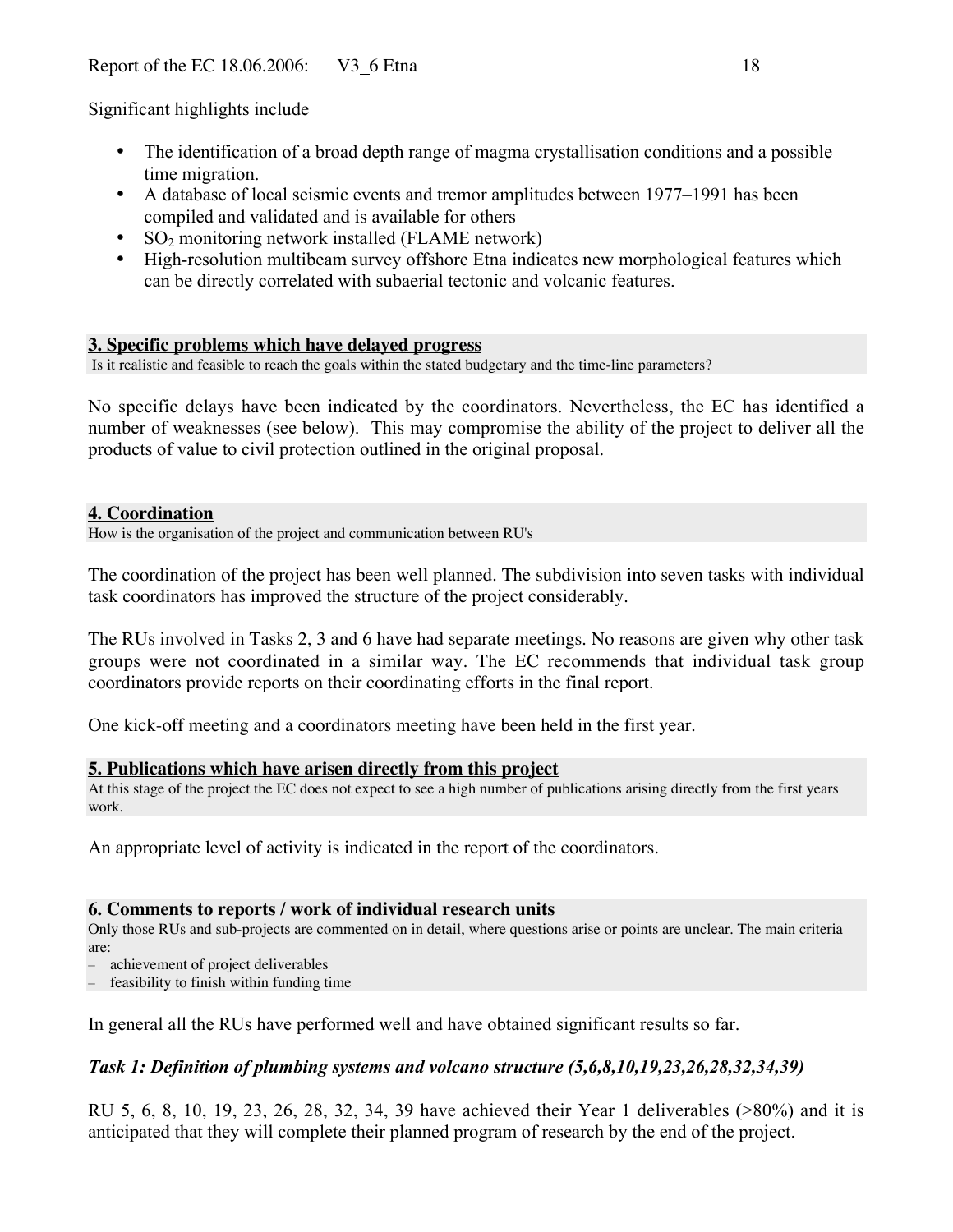Significant highlights include

- The identification of a broad depth range of magma crystallisation conditions and a possible time migration.
- A database of local seismic events and tremor amplitudes between 1977–1991 has been compiled and validated and is available for others
- $SO_2$ monitoring network installed (FLAME network)
- High-resolution multibeam survey offshore Etna indicates new morphological features which can be directly correlated with subaerial tectonic and volcanic features.

## 3. Specific problems which have delayed progress

Is it realistic and feasible to reach the goals within the stated budgetary and the time-line parameters?

No specific delays have been indicated by the coordinators. Nevertheless, the EC has identified a number of weaknesses (see below). This may compromise the ability of the project to deliver all the products of value to civil protection outlined in the original proposal.

## 4. Coordination

How is the organisation of the project and communication between RU's

The coordination of the project has been well planned. The subdivision into seven tasks with individual task coordinators has improved the structure of the project considerably.

The RUs involved in Tasks 2, 3 and 6 have had separate meetings. No reasons are given why other task groups were not coordinated in a similar way. The EC recommends that individual task group coordinators provide reports on their coordinating efforts in the final report.

One kick-off meeting and a coordinators meeting have been held in the first year.

## 5. Publications which have arisen directly from this project

At this stage of the project the EC does not expect to see a high number of publications arising directly from the first years work.

An appropriate level of activity is indicated in the report of the coordinators.

## 6. Comments to reports / work of individual research units

Only those RUs and sub-projects are commented on in detail, where questions arise or points are unclear. The main criteria are:

- achievement of project deliverables
- feasibility to finish within funding time

In general all the RUs have performed well and have obtained significant results so far.

### *Task 1: Definition of plumbing systems and volcano structure (5,6,8,10,19,23,26,28,32,34,39)*

RU 5, 6, 8, 10, 19, 23, 26, 28, 32, 34, 39 have achieved their Year 1 deliverables (>80%) and it is anticipated that they will complete their planned program of research by the end of the project.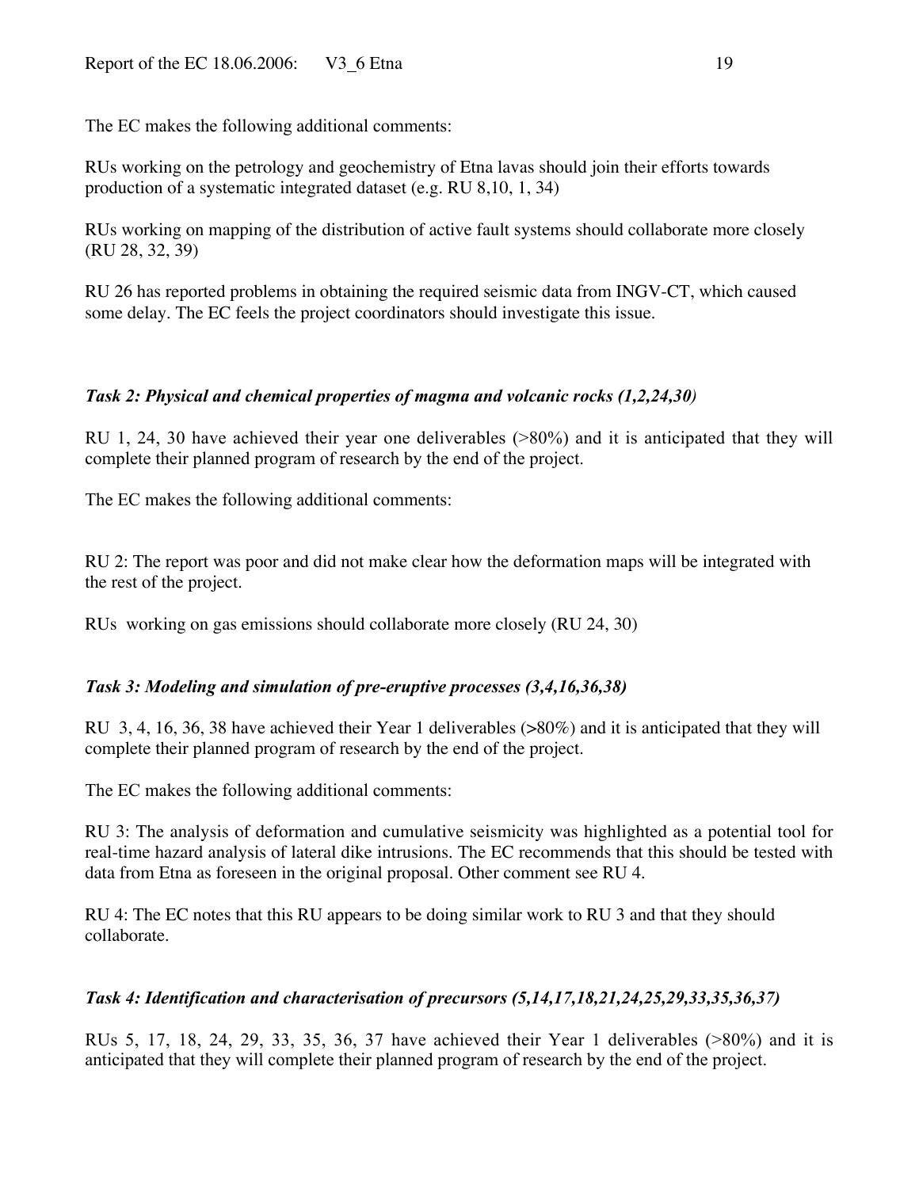The EC makes the following additional comments:

RUs working on the petrology and geochemistry of Etna lavas should join their efforts towards production of a systematic integrated dataset (e.g. RU 8,10, 1, 34)

RUs working on mapping of the distribution of active fault systems should collaborate more closely (RU 28, 32, 39)

RU 26 has reported problems in obtaining the required seismic data from INGV-CT, which caused some delay. The EC feels the project coordinators should investigate this issue.

### *Task 2: Physical and chemical properties of magma and volcanic rocks (1,2,24,30)*

RU 1, 24, 30 have achieved their year one deliverables (>80%) and it is anticipated that they will complete their planned program of research by the end of the project.

The EC makes the following additional comments:

RU 2: The report was poor and did not make clear how the deformation maps will be integrated with the rest of the project.

RUs working on gas emissions should collaborate more closely (RU 24, 30)

### *Task 3: Modeling and simulation of pre-eruptive processes (3,4,16,36,38)*

RU 3, 4, 16, 36, 38 have achieved their Year 1 deliverables (>80%) and it is anticipated that they will complete their planned program of research by the end of the project.

The EC makes the following additional comments:

RU 3: The analysis of deformation and cumulative seismicity was highlighted as a potential tool for real-time hazard analysis of lateral dike intrusions. The EC recommends that this should be tested with data from Etna as foreseen in the original proposal. Other comment see RU 4.

RU 4: The EC notes that this RU appears to be doing similar work to RU 3 and that they should collaborate.

### *Task 4: Identification and characterisation of precursors (5,14,17,18,21,24,25,29,33,35,36,37)*

RUs 5, 17, 18, 24, 29, 33, 35, 36, 37 have achieved their Year 1 deliverables (>80%) and it is anticipated that they will complete their planned program of research by the end of the project.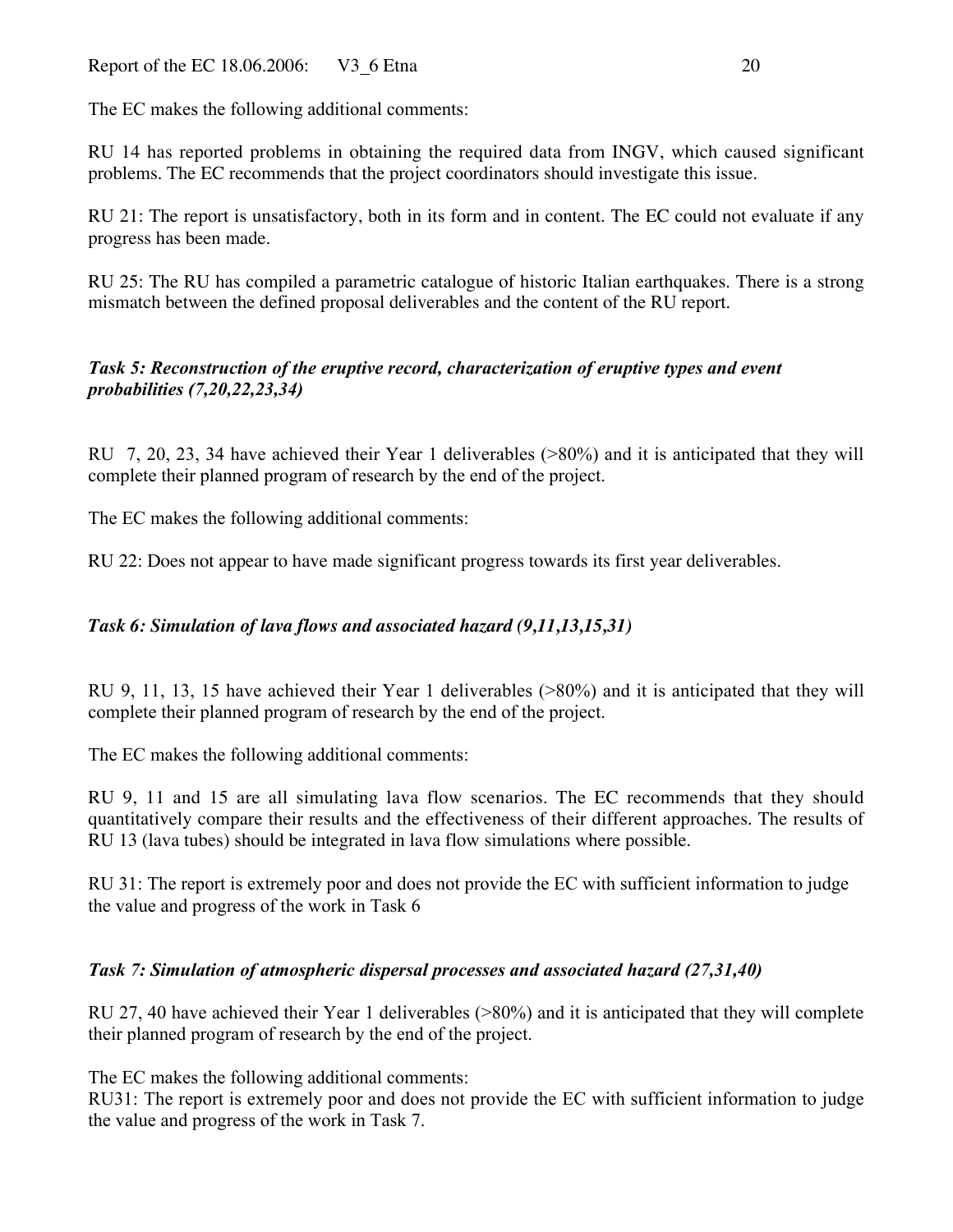The EC makes the following additional comments:

RU 14 has reported problems in obtaining the required data from INGV, which caused significant problems. The EC recommends that the project coordinators should investigate this issue.

RU 21: The report is unsatisfactory, both in its form and in content. The EC could not evaluate if any progress has been made.

RU 25: The RU has compiled a parametric catalogue of historic Italian earthquakes. There is a strong mismatch between the defined proposal deliverables and the content of the RU report.

### *Task 5: Reconstruction of the eruptive record, characterization of eruptive types and event probabilities (7,20,22,23,34)*

RU 7, 20, 23, 34 have achieved their Year 1 deliverables (>80%) and it is anticipated that they will complete their planned program of research by the end of the project.

The EC makes the following additional comments:

RU 22: Does not appear to have made significant progress towards its first year deliverables.

### *Task 6: Simulation of lava flows and associated hazard (9,11,13,15,31)*

RU 9, 11, 13, 15 have achieved their Year 1 deliverables (>80%) and it is anticipated that they will complete their planned program of research by the end of the project.

The EC makes the following additional comments:

RU 9, 11 and 15 are all simulating lava flow scenarios. The EC recommends that they should quantitatively compare their results and the effectiveness of their different approaches. The results of RU 13 (lava tubes) should be integrated in lava flow simulations where possible.

RU 31: The report is extremely poor and does not provide the EC with sufficient information to judge the value and progress of the work in Task 6

### *Task 7: Simulation of atmospheric dispersal processes and associated hazard (27,31,40)*

RU 27, 40 have achieved their Year 1 deliverables (>80%) and it is anticipated that they will complete their planned program of research by the end of the project.

The EC makes the following additional comments:
RU31: The report is extremely poor and does not provide the EC with sufficient information to judge the value and progress of the work in Task 7.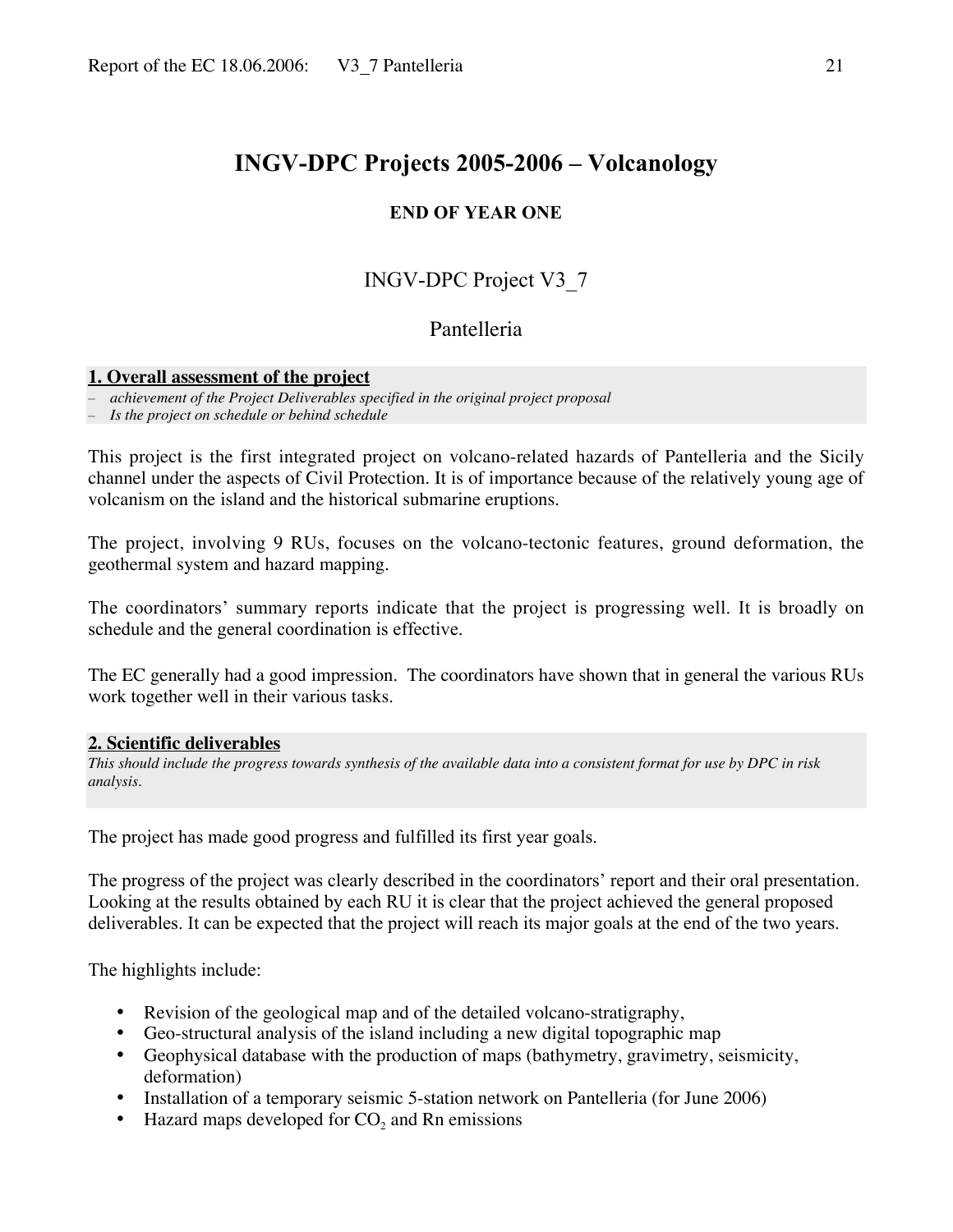# INGV-DPC Projects 2005-2006 – Volcanology

**END OF YEAR ONE**

## INGV-DPC Project V3_7

## Pantelleria

### 1. Overall assessment of the project

- *achievement of the Project Deliverables specified in the original project proposal*
- *Is the project on schedule or behind schedule*

This project is the first integrated project on volcano-related hazards of Pantelleria and the Sicily channel under the aspects of Civil Protection. It is of importance because of the relatively young age of volcanism on the island and the historical submarine eruptions.

The project, involving 9 RUs, focuses on the volcano-tectonic features, ground deformation, the geothermal system and hazard mapping.

The coordinators' summary reports indicate that the project is progressing well. It is broadly on schedule and the general coordination is effective.

The EC generally had a good impression. The coordinators have shown that in general the various RUs work together well in their various tasks.

### 2. Scientific deliverables

*This should include the progress towards synthesis of the available data into a consistent format for use by DPC in risk analysis.*

The project has made good progress and fulfilled its first year goals.

The progress of the project was clearly described in the coordinators' report and their oral presentation. Looking at the results obtained by each RU it is clear that the project achieved the general proposed deliverables. It can be expected that the project will reach its major goals at the end of the two years.

The highlights include:

- Revision of the geological map and of the detailed volcano-stratigraphy,
- Geo-structural analysis of the island including a new digital topographic map
- Geophysical database with the production of maps (bathymetry, gravimetry, seismicity, deformation)
- Installation of a temporary seismic 5-station network on Pantelleria (for June 2006)
- Hazard maps developed for $CO_2$ and Rn emissions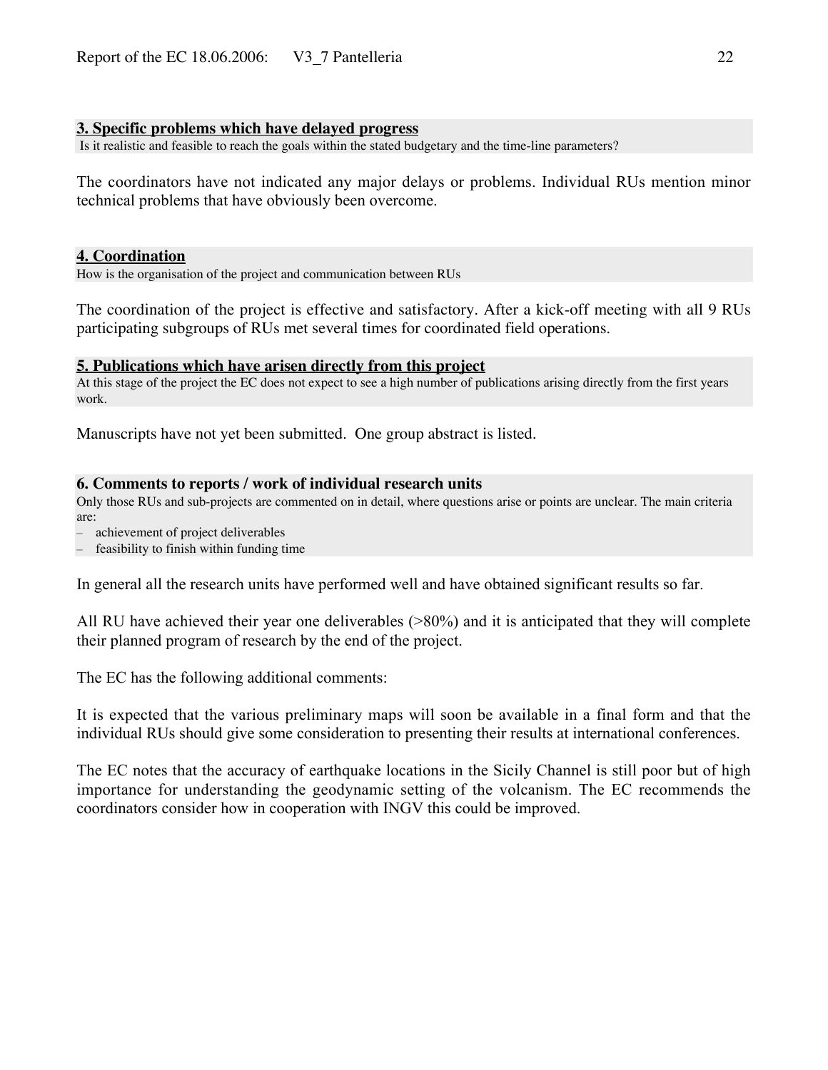### 3. Specific problems which have delayed progress

Is it realistic and feasible to reach the goals within the stated budgetary and the time-line parameters?

The coordinators have not indicated any major delays or problems. Individual RUs mention minor technical problems that have obviously been overcome.

### 4. Coordination

How is the organisation of the project and communication between RUs

The coordination of the project is effective and satisfactory. After a kick-off meeting with all 9 RUs participating subgroups of RUs met several times for coordinated field operations.

### 5. Publications which have arisen directly from this project

At this stage of the project the EC does not expect to see a high number of publications arising directly from the first years work.

Manuscripts have not yet been submitted. One group abstract is listed.

### 6. Comments to reports / work of individual research units

Only those RUs and sub-projects are commented on in detail, where questions arise or points are unclear. The main criteria are:

- achievement of project deliverables
- feasibility to finish within funding time

In general all the research units have performed well and have obtained significant results so far.

All RU have achieved their year one deliverables (>80%) and it is anticipated that they will complete their planned program of research by the end of the project.

The EC has the following additional comments:

It is expected that the various preliminary maps will soon be available in a final form and that the individual RUs should give some consideration to presenting their results at international conferences.

The EC notes that the accuracy of earthquake locations in the Sicily Channel is still poor but of high importance for understanding the geodynamic setting of the volcanism. The EC recommends the coordinators consider how in cooperation with INGV this could be improved.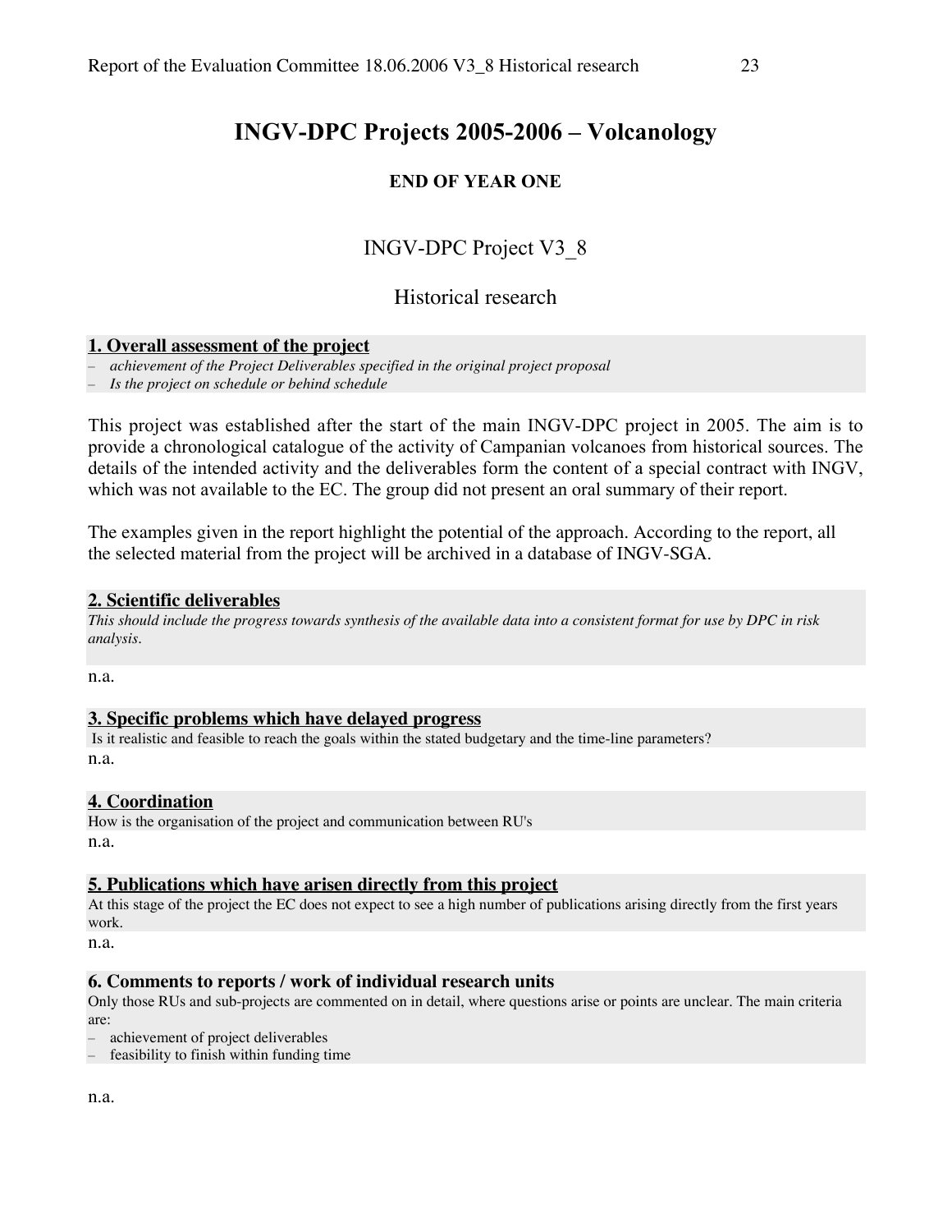# INGV-DPC Projects 2005-2006 – Volcanology

**END OF YEAR ONE**

## INGV-DPC Project V3_8

## Historical research

### 1. Overall assessment of the project

- *achievement of the Project Deliverables specified in the original project proposal*
- *Is the project on schedule or behind schedule*

This project was established after the start of the main INGV-DPC project in 2005. The aim is to provide a chronological catalogue of the activity of Campanian volcanoes from historical sources. The details of the intended activity and the deliverables form the content of a special contract with INGV, which was not available to the EC. The group did not present an oral summary of their report.

The examples given in the report highlight the potential of the approach. According to the report, all the selected material from the project will be archived in a database of INGV-SGA.

### 2. Scientific deliverables

*This should include the progress towards synthesis of the available data into a consistent format for use by DPC in risk analysis.*

n.a.

### 3. Specific problems which have delayed progress

Is it realistic and feasible to reach the goals within the stated budgetary and the time-line parameters?

n.a.

### 4. Coordination

How is the organisation of the project and communication between RU's

n.a.

### 5. Publications which have arisen directly from this project

At this stage of the project the EC does not expect to see a high number of publications arising directly from the first years work.

n.a.

### 6. Comments to reports / work of individual research units

Only those RUs and sub-projects are commented on in detail, where questions arise or points are unclear. The main criteria are:

- achievement of project deliverables
- feasibility to finish within funding time

n.a.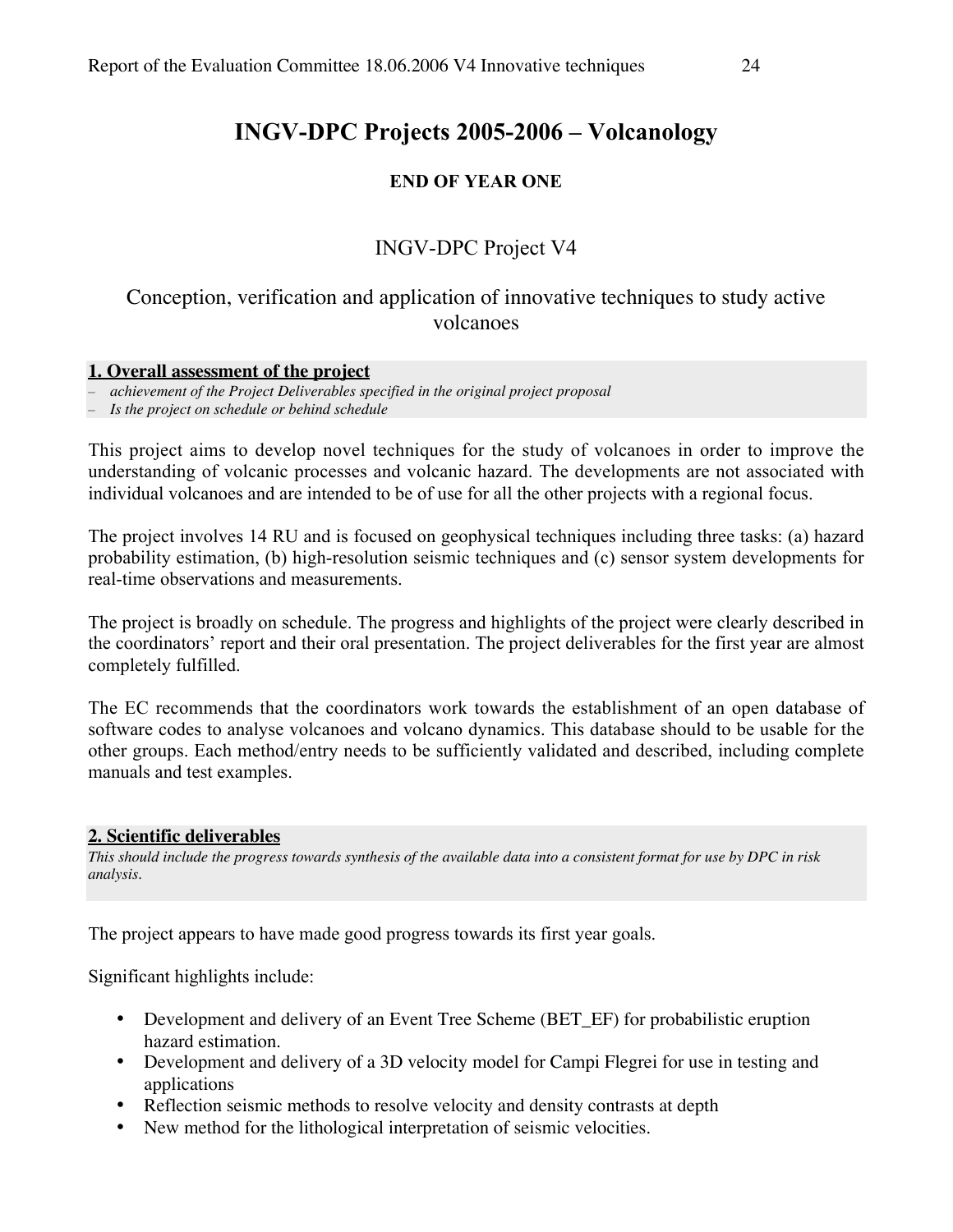# INGV-DPC Projects 2005-2006 – Volcanology

**END OF YEAR ONE**

## INGV-DPC Project V4

## Conception, verification and application of innovative techniques to study active volcanoes

### 1. Overall assessment of the project

– *achievement of the Project Deliverables specified in the original project proposal*
– *Is the project on schedule or behind schedule*

This project aims to develop novel techniques for the study of volcanoes in order to improve the understanding of volcanic processes and volcanic hazard. The developments are not associated with individual volcanoes and are intended to be of use for all the other projects with a regional focus.

The project involves 14 RU and is focused on geophysical techniques including three tasks: (a) hazard probability estimation, (b) high-resolution seismic techniques and (c) sensor system developments for real-time observations and measurements.

The project is broadly on schedule. The progress and highlights of the project were clearly described in the coordinators' report and their oral presentation. The project deliverables for the first year are almost completely fulfilled.

The EC recommends that the coordinators work towards the establishment of an open database of software codes to analyse volcanoes and volcano dynamics. This database should to be usable for the other groups. Each method/entry needs to be sufficiently validated and described, including complete manuals and test examples.

### 2. Scientific deliverables

*This should include the progress towards synthesis of the available data into a consistent format for use by DPC in risk analysis.*

The project appears to have made good progress towards its first year goals.

Significant highlights include:

- Development and delivery of an Event Tree Scheme (BET_EF) for probabilistic eruption hazard estimation.
- Development and delivery of a 3D velocity model for Campi Flegrei for use in testing and applications
- Reflection seismic methods to resolve velocity and density contrasts at depth
- New method for the lithological interpretation of seismic velocities.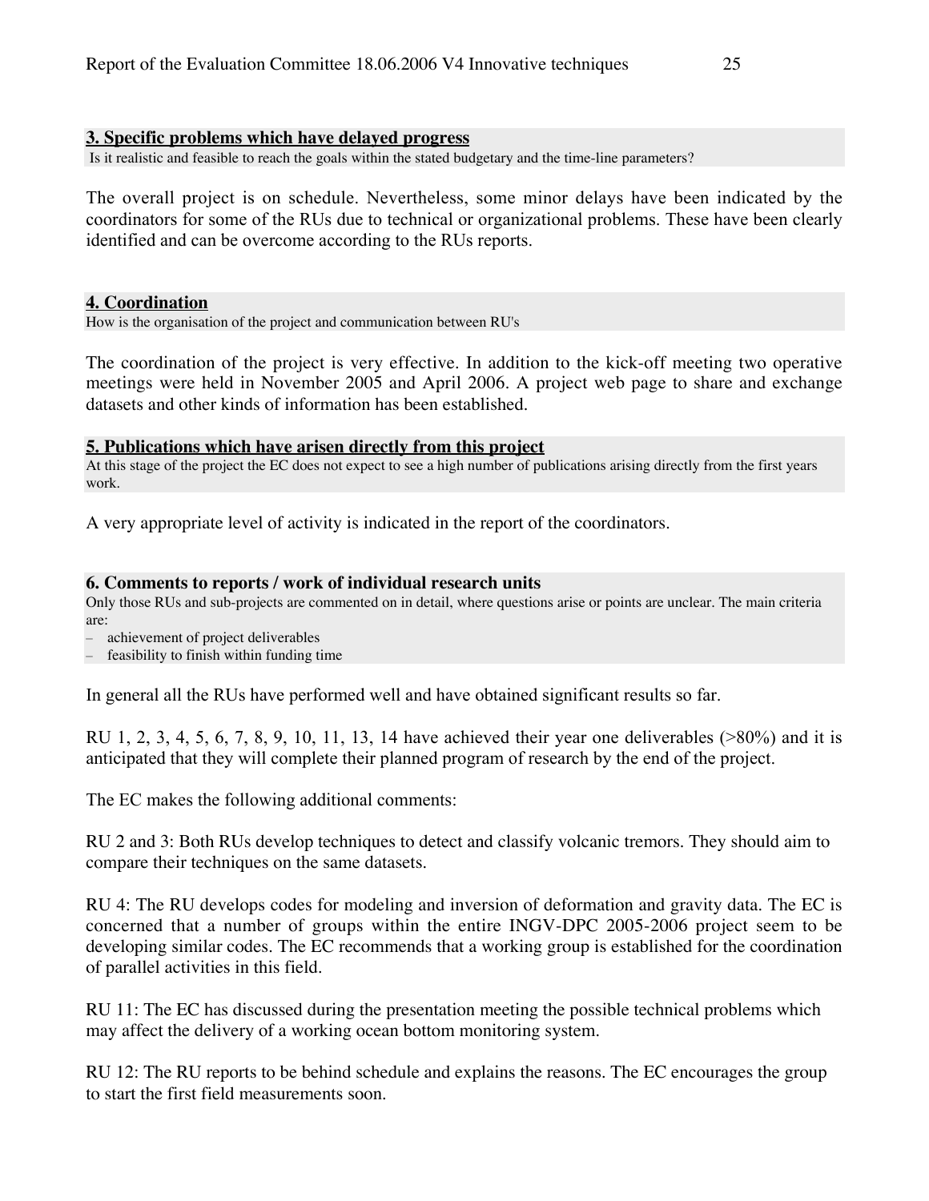## 3. Specific problems which have delayed progress

Is it realistic and feasible to reach the goals within the stated budgetary and the time-line parameters?

The overall project is on schedule. Nevertheless, some minor delays have been indicated by the coordinators for some of the RUs due to technical or organizational problems. These have been clearly identified and can be overcome according to the RUs reports.

## 4. Coordination

How is the organisation of the project and communication between RU's

The coordination of the project is very effective. In addition to the kick-off meeting two operative meetings were held in November 2005 and April 2006. A project web page to share and exchange datasets and other kinds of information has been established.

## 5. Publications which have arisen directly from this project

At this stage of the project the EC does not expect to see a high number of publications arising directly from the first years work.

A very appropriate level of activity is indicated in the report of the coordinators.

## 6. Comments to reports / work of individual research units

Only those RUs and sub-projects are commented on in detail, where questions arise or points are unclear. The main criteria are:

- achievement of project deliverables
- feasibility to finish within funding time

In general all the RUs have performed well and have obtained significant results so far.

RU 1, 2, 3, 4, 5, 6, 7, 8, 9, 10, 11, 13, 14 have achieved their year one deliverables (>80%) and it is anticipated that they will complete their planned program of research by the end of the project.

The EC makes the following additional comments:

RU 2 and 3: Both RUs develop techniques to detect and classify volcanic tremors. They should aim to compare their techniques on the same datasets.

RU 4: The RU develops codes for modeling and inversion of deformation and gravity data. The EC is concerned that a number of groups within the entire INGV-DPC 2005-2006 project seem to be developing similar codes. The EC recommends that a working group is established for the coordination of parallel activities in this field.

RU 11: The EC has discussed during the presentation meeting the possible technical problems which may affect the delivery of a working ocean bottom monitoring system.

RU 12: The RU reports to be behind schedule and explains the reasons. The EC encourages the group to start the first field measurements soon.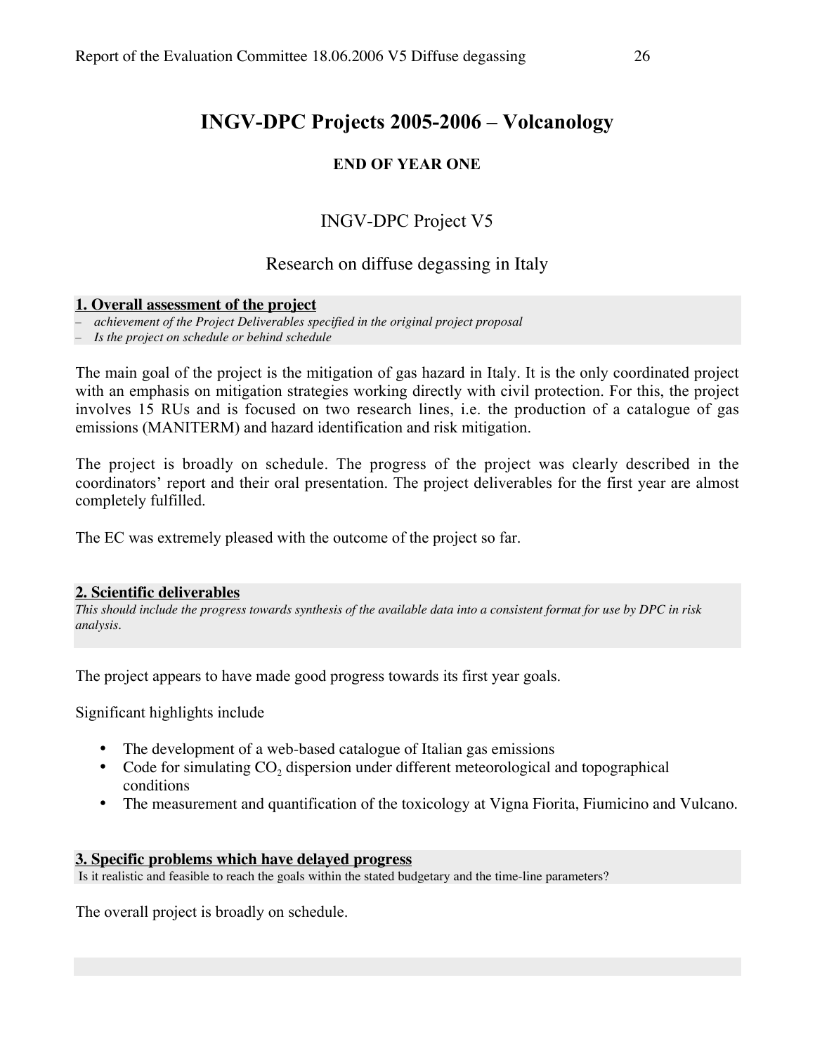# INGV-DPC Projects 2005-2006 – Volcanology

### END OF YEAR ONE

## INGV-DPC Project V5

## Research on diffuse degassing in Italy

**1. Overall assessment of the project**

– *achievement of the Project Deliverables specified in the original project proposal*
– *Is the project on schedule or behind schedule*

The main goal of the project is the mitigation of gas hazard in Italy. It is the only coordinated project with an emphasis on mitigation strategies working directly with civil protection. For this, the project involves 15 RUs and is focused on two research lines, i.e. the production of a catalogue of gas emissions (MANITERM) and hazard identification and risk mitigation.

The project is broadly on schedule. The progress of the project was clearly described in the coordinators' report and their oral presentation. The project deliverables for the first year are almost completely fulfilled.

The EC was extremely pleased with the outcome of the project so far.

**2. Scientific deliverables**

*This should include the progress towards synthesis of the available data into a consistent format for use by DPC in risk analysis.*

The project appears to have made good progress towards its first year goals.

Significant highlights include

- The development of a web-based catalogue of Italian gas emissions
- Code for simulating $CO_2$ dispersion under different meteorological and topographical conditions
- The measurement and quantification of the toxicology at Vigna Fiorita, Fiumicino and Vulcano.

**3. Specific problems which have delayed progress**

Is it realistic and feasible to reach the goals within the stated budgetary and the time-line parameters?

The overall project is broadly on schedule.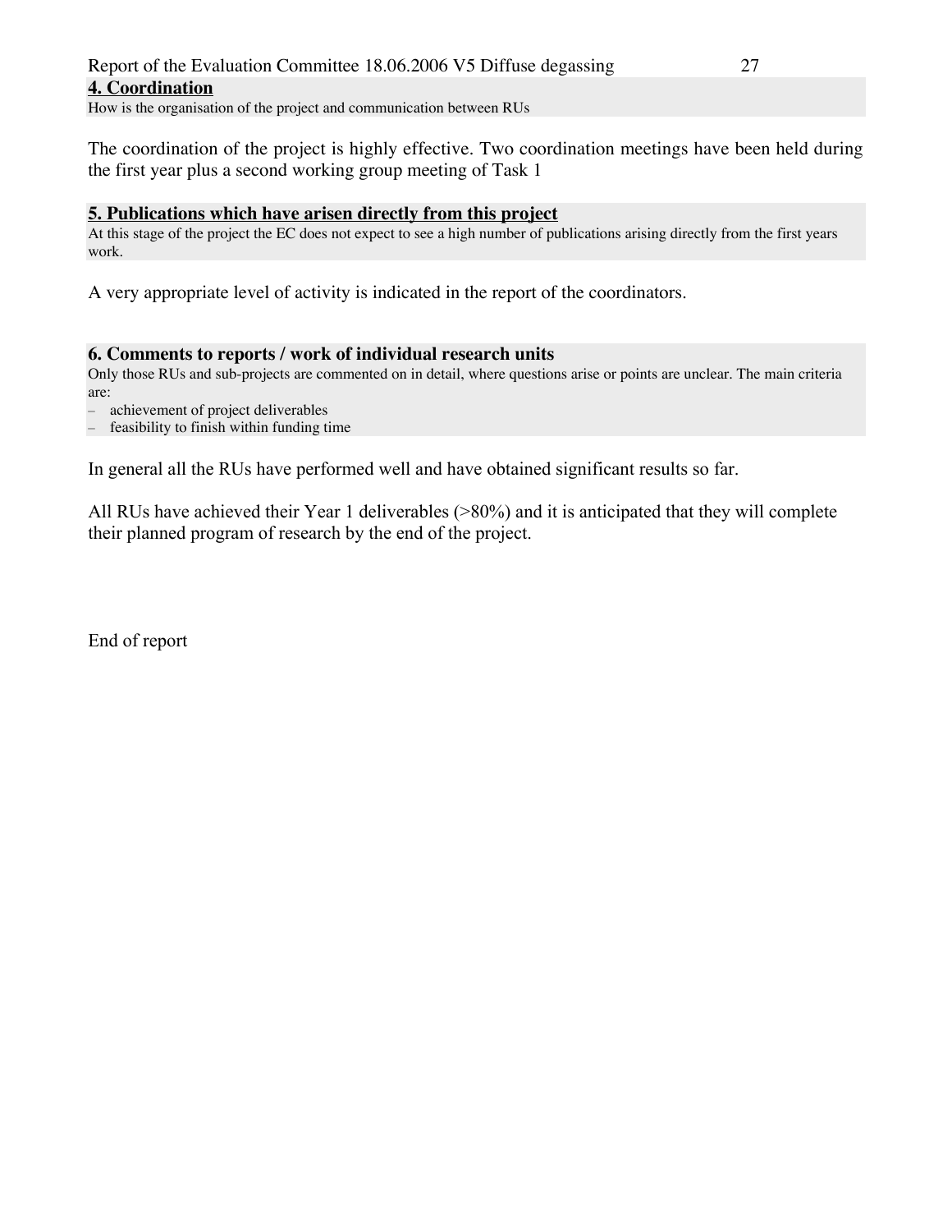## 4. Coordination

How is the organisation of the project and communication between RUs

The coordination of the project is highly effective. Two coordination meetings have been held during the first year plus a second working group meeting of Task 1

## 5. Publications which have arisen directly from this project

At this stage of the project the EC does not expect to see a high number of publications arising directly from the first years work.

A very appropriate level of activity is indicated in the report of the coordinators.

## 6. Comments to reports / work of individual research units

Only those RUs and sub-projects are commented on in detail, where questions arise or points are unclear. The main criteria are:

- achievement of project deliverables
- feasibility to finish within funding time

In general all the RUs have performed well and have obtained significant results so far.

All RUs have achieved their Year 1 deliverables (>80%) and it is anticipated that they will complete their planned program of research by the end of the project.

End of report